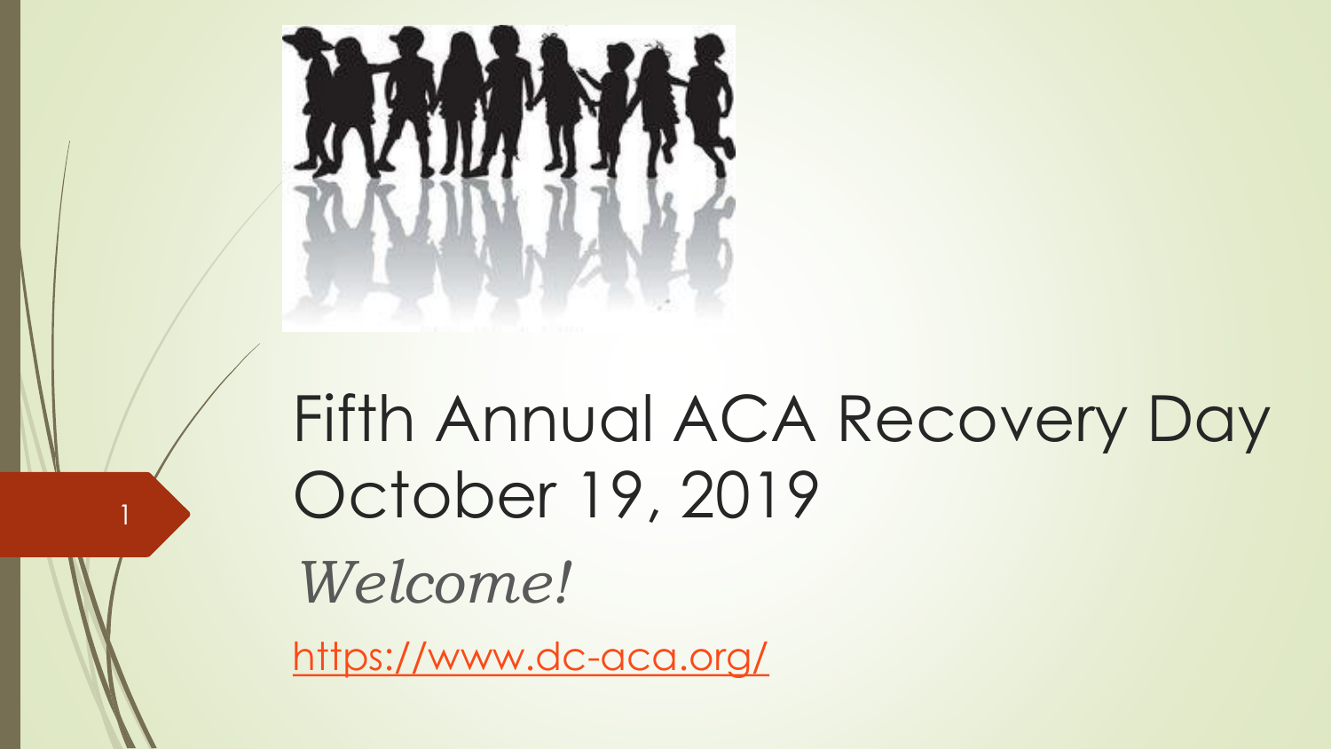# Fifth Annual ACA Recovery Day October 19, 2019

*Welcome!*

https://www.dc-aca.org/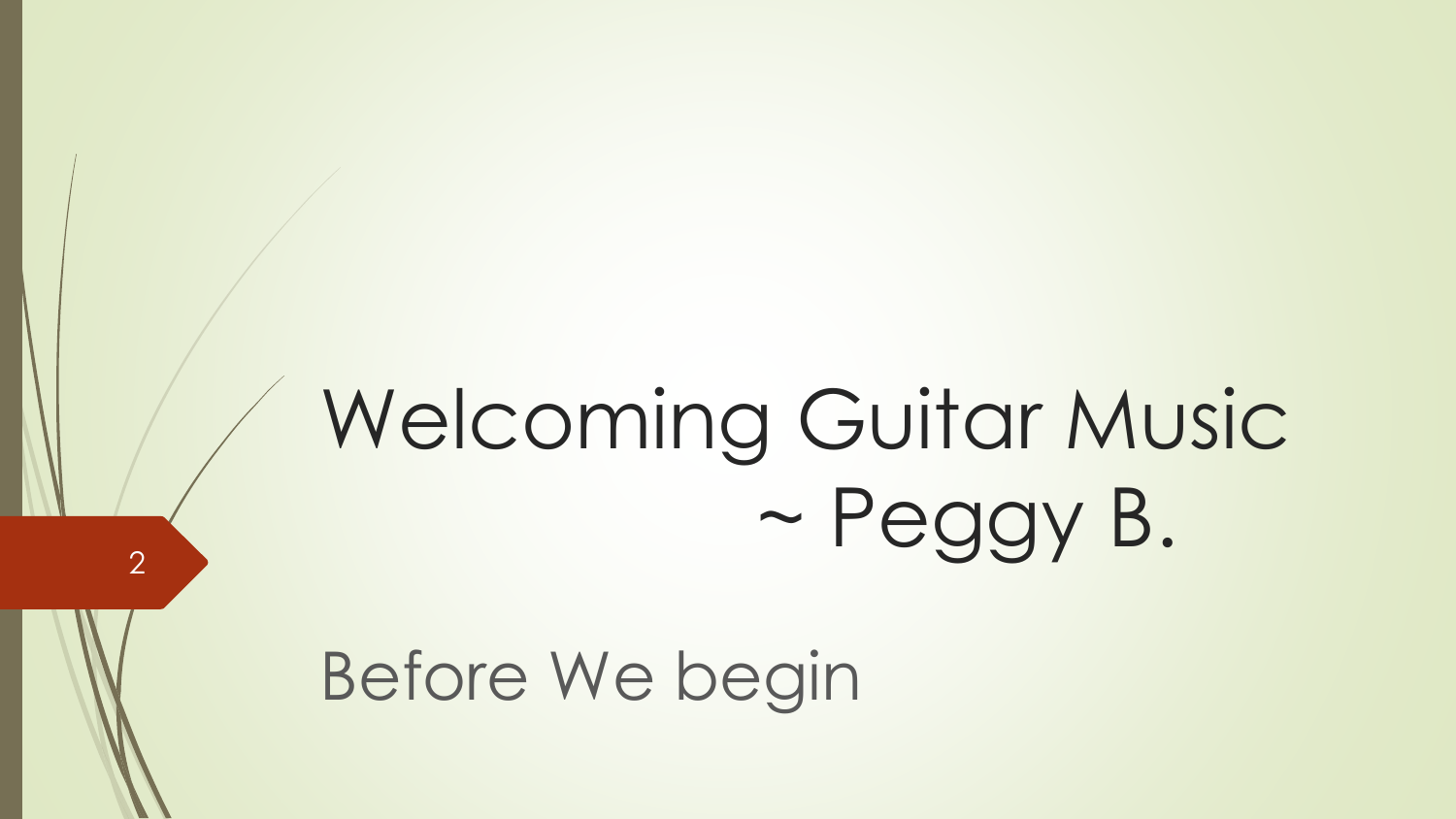# Welcoming Guitar Music ~ Peggy B.

Before We begin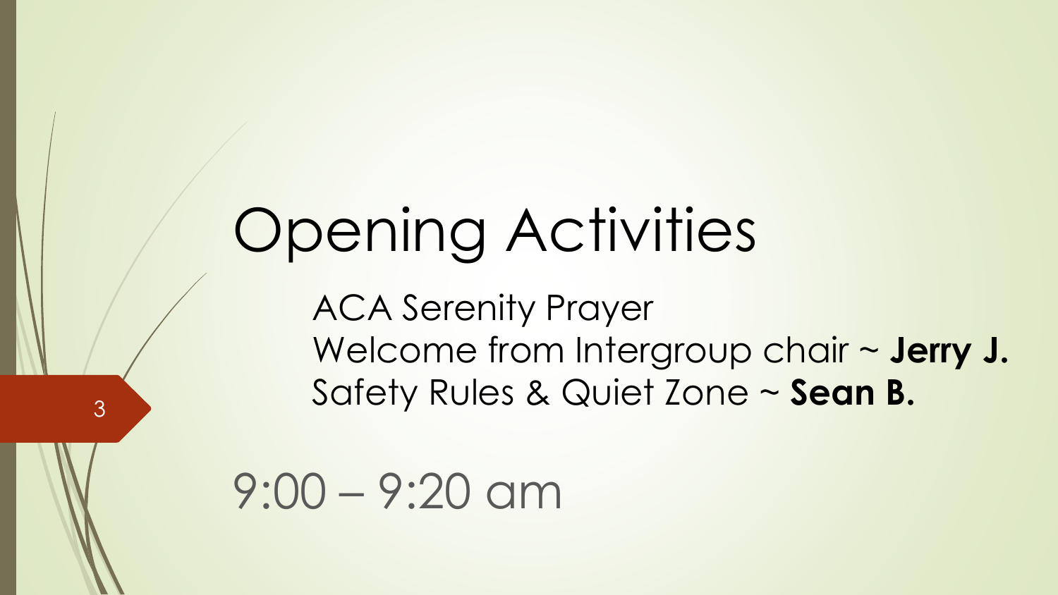# Opening Activities

ACA Serenity Prayer
Welcome from Intergroup chair ~ **Jerry J.**
Safety Rules & Quiet Zone ~ **Sean B.**

9:00 – 9:20 am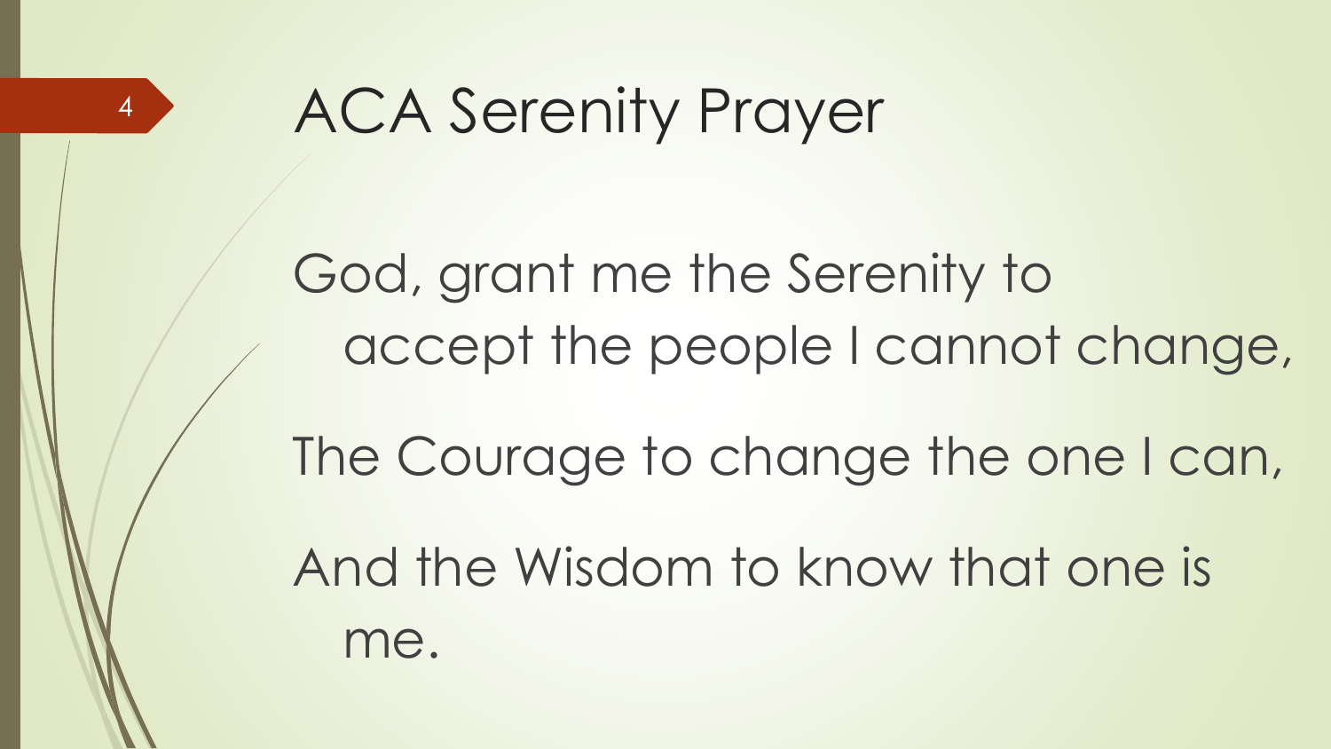# ACA Serenity Prayer

God, grant me the Serenity to accept the people I cannot change,

The Courage to change the one I can,

And the Wisdom to know that one is me.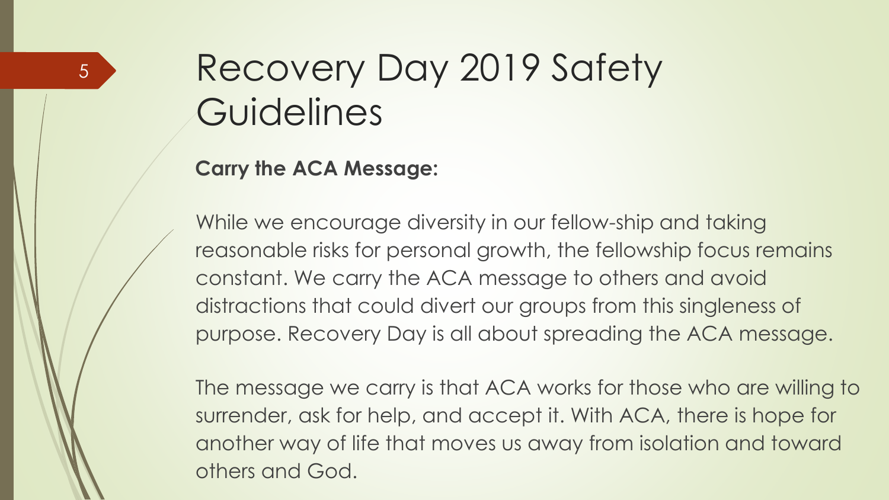# Recovery Day 2019 Safety Guidelines

**Carry the ACA Message:**

While we encourage diversity in our fellow-ship and taking reasonable risks for personal growth, the fellowship focus remains constant. We carry the ACA message to others and avoid distractions that could divert our groups from this singleness of purpose. Recovery Day is all about spreading the ACA message.

The message we carry is that ACA works for those who are willing to surrender, ask for help, and accept it. With ACA, there is hope for another way of life that moves us away from isolation and toward others and God.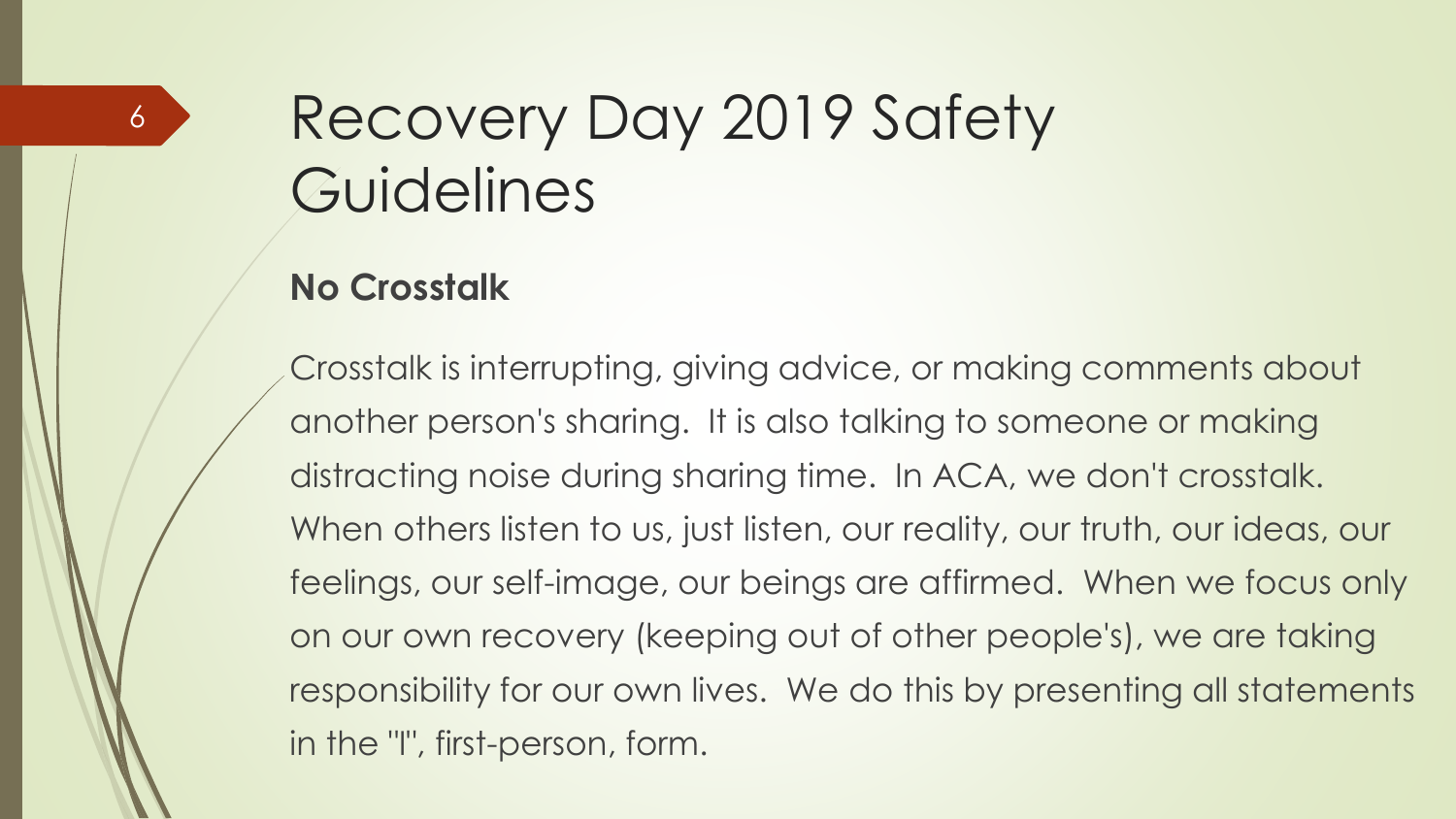# Recovery Day 2019 Safety Guidelines

**No Crosstalk**

Crosstalk is interrupting, giving advice, or making comments about another person's sharing. It is also talking to someone or making distracting noise during sharing time. In ACA, we don't crosstalk. When others listen to us, just listen, our reality, our truth, our ideas, our feelings, our self-image, our beings are affirmed. When we focus only on our own recovery (keeping out of other people's), we are taking responsibility for our own lives. We do this by presenting all statements in the "I", first-person, form.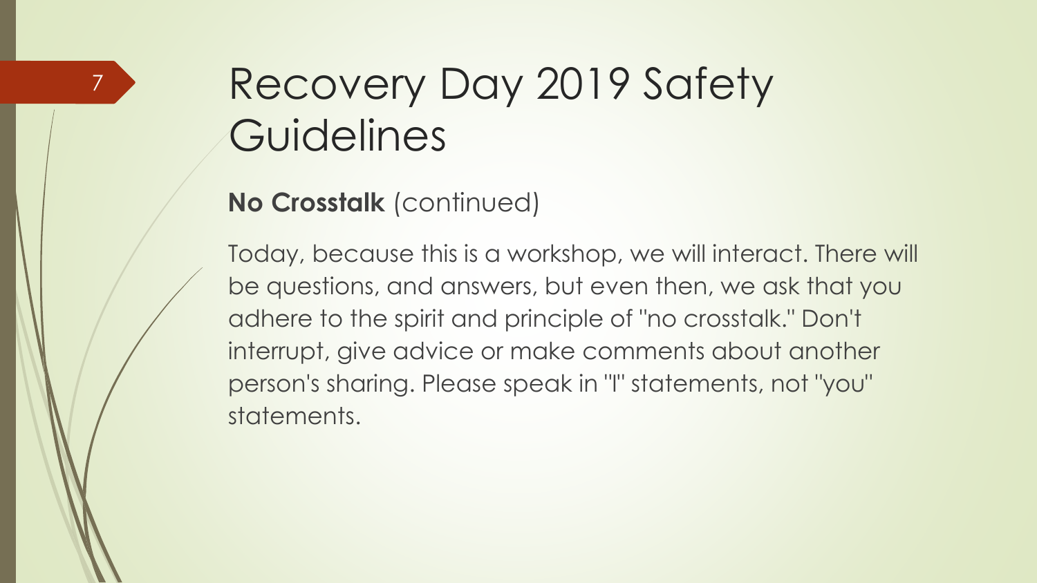# Recovery Day 2019 Safety Guidelines

**No Crosstalk** (continued)

Today, because this is a workshop, we will interact. There will be questions, and answers, but even then, we ask that you adhere to the spirit and principle of "no crosstalk." Don't interrupt, give advice or make comments about another person's sharing. Please speak in "I" statements, not "you" statements.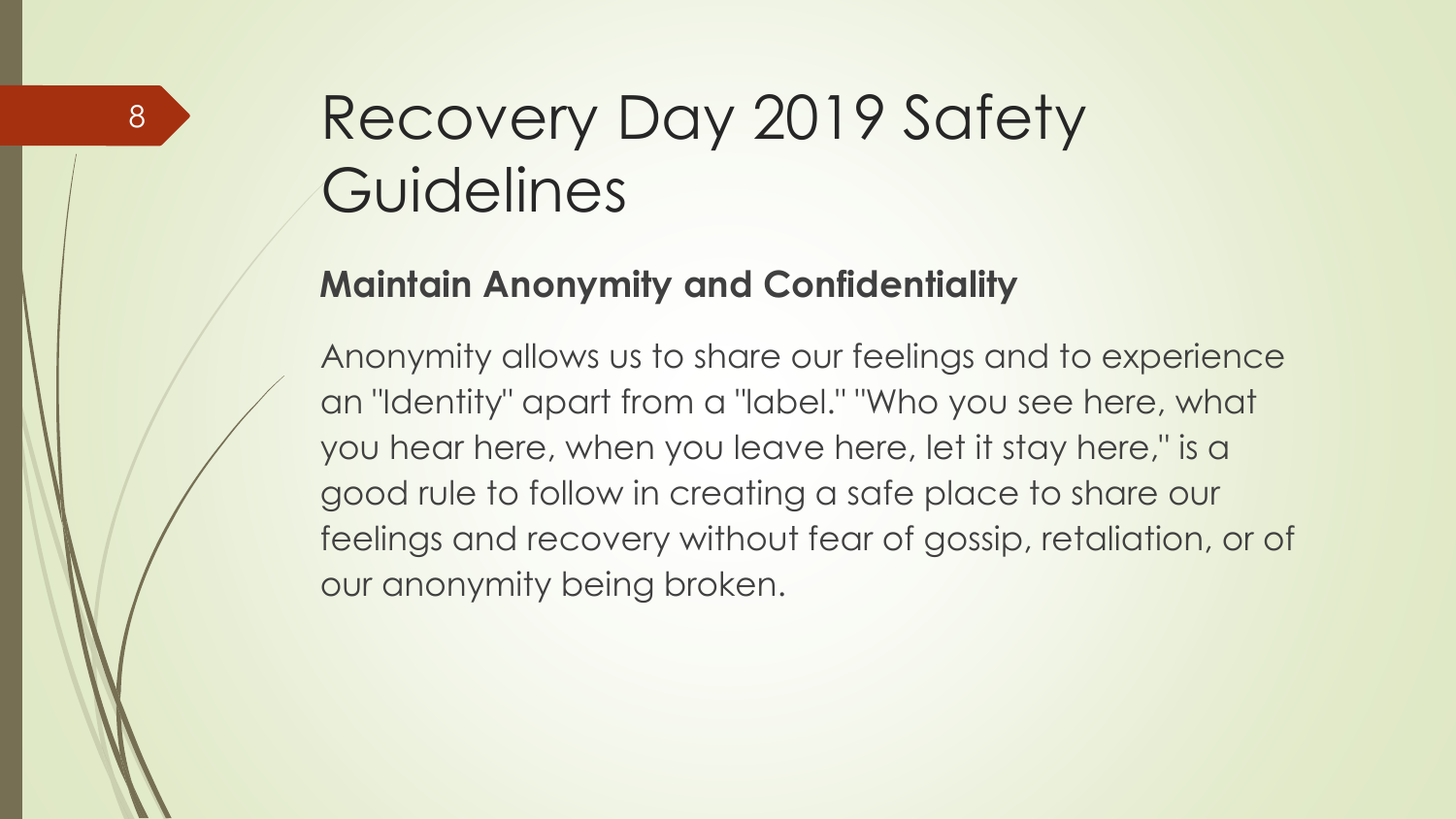# Recovery Day 2019 Safety Guidelines

**Maintain Anonymity and Confidentiality**

Anonymity allows us to share our feelings and to experience an "Identity" apart from a "label." "Who you see here, what you hear here, when you leave here, let it stay here," is a good rule to follow in creating a safe place to share our feelings and recovery without fear of gossip, retaliation, or of our anonymity being broken.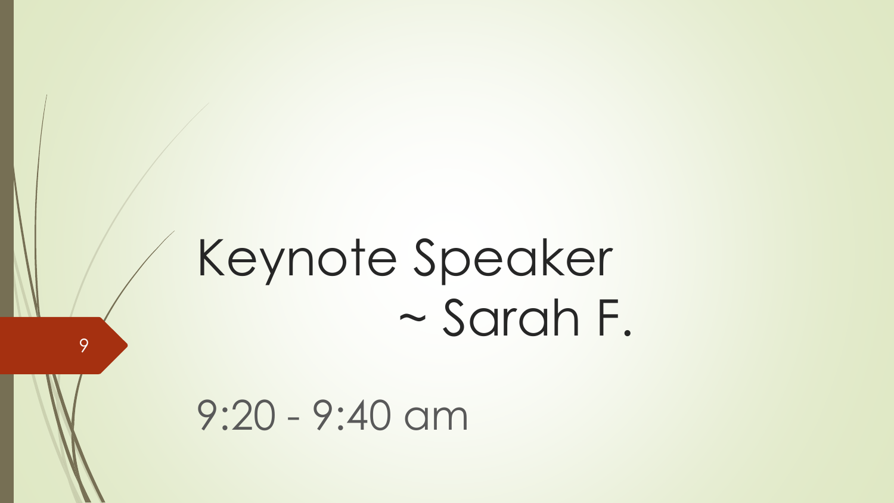# Keynote Speaker ~ Sarah F.

9:20 - 9:40 am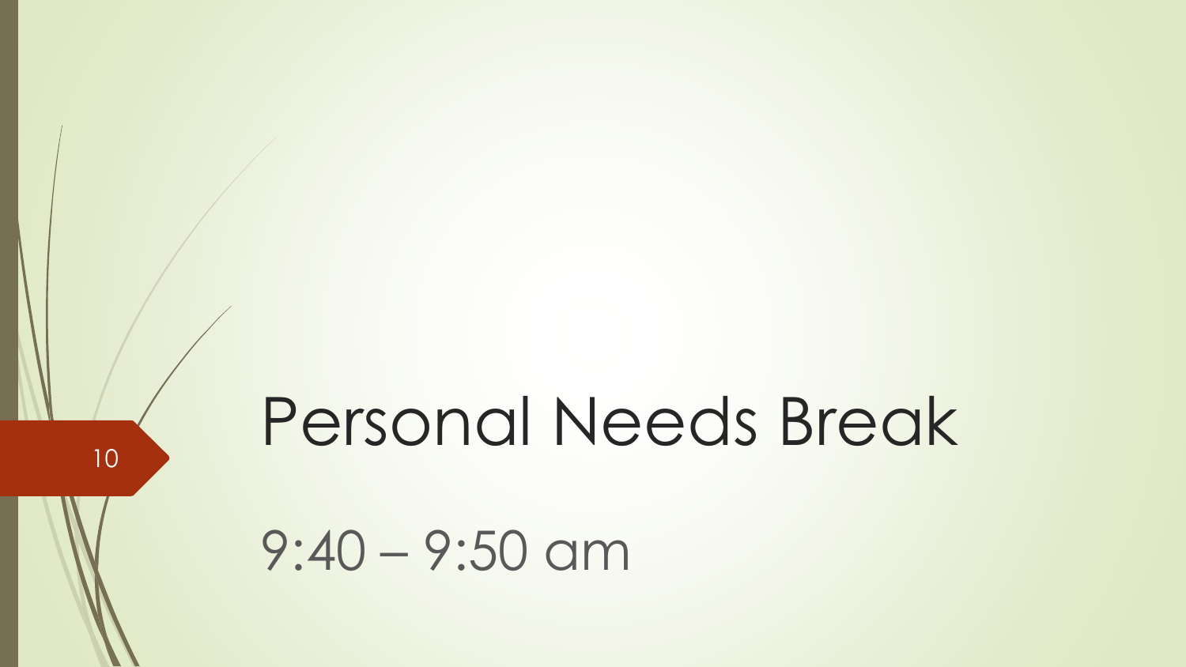# Personal Needs Break

9:40 – 9:50 am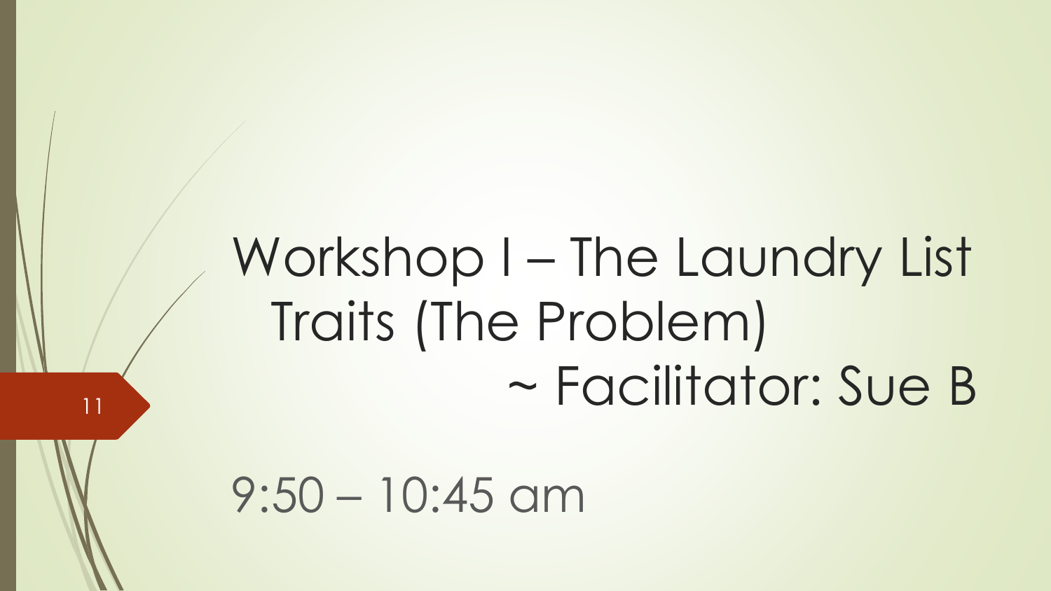# Workshop I – The Laundry List Traits (The Problem) ~ Facilitator: Sue B

9:50 – 10:45 am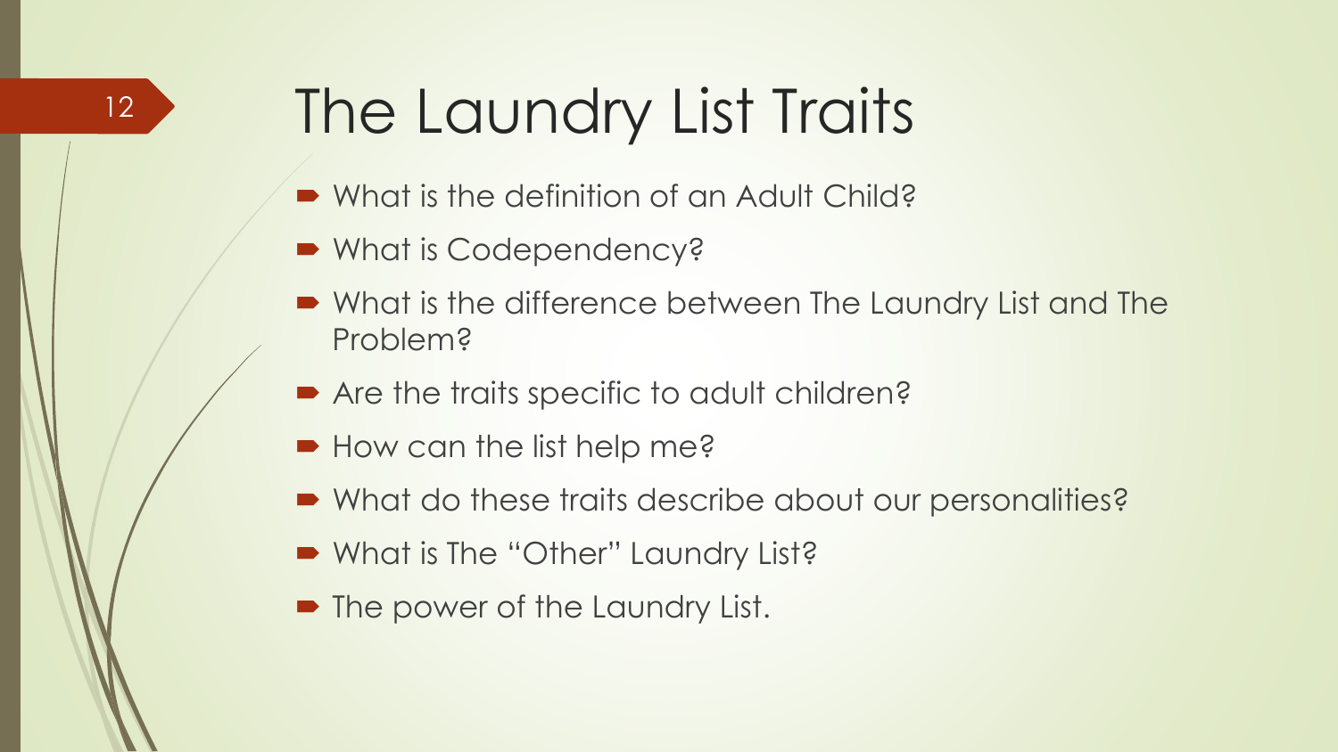# The Laundry List Traits

- What is the definition of an Adult Child?
- What is Codependency?
- What is the difference between The Laundry List and The Problem?
- Are the traits specific to adult children?
- How can the list help me?
- What do these traits describe about our personalities?
- What is The "Other" Laundry List?
- The power of the Laundry List.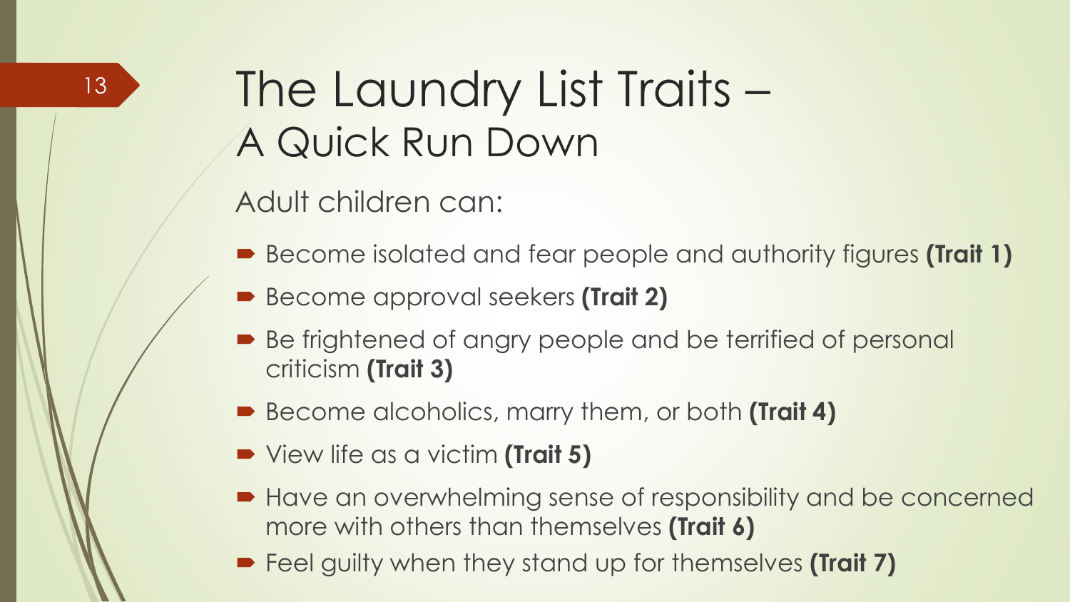# The Laundry List Traits – A Quick Run Down

Adult children can:

- Become isolated and fear people and authority figures **(Trait 1)**
- Become approval seekers **(Trait 2)**
- Be frightened of angry people and be terrified of personal criticism **(Trait 3)**
- Become alcoholics, marry them, or both **(Trait 4)**
- View life as a victim **(Trait 5)**
- Have an overwhelming sense of responsibility and be concerned more with others than themselves **(Trait 6)**
- Feel guilty when they stand up for themselves **(Trait 7)**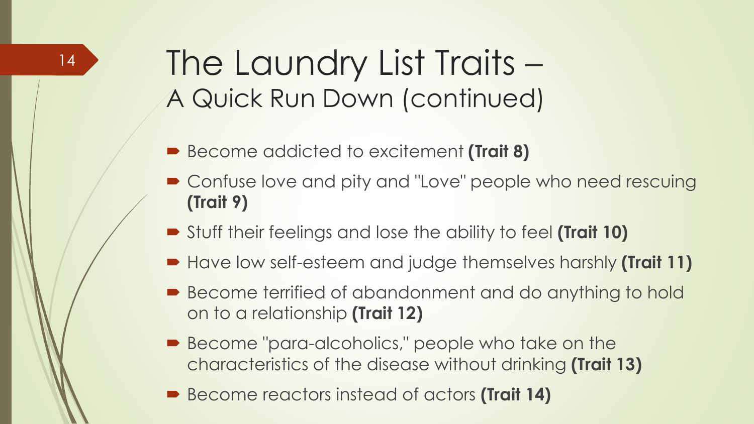# The Laundry List Traits – A Quick Run Down (continued)

- Become addicted to excitement **(Trait 8)**
- Confuse love and pity and "Love" people who need rescuing **(Trait 9)**
- Stuff their feelings and lose the ability to feel **(Trait 10)**
- Have low self-esteem and judge themselves harshly **(Trait 11)**
- Become terrified of abandonment and do anything to hold on to a relationship **(Trait 12)**
- Become "para-alcoholics," people who take on the characteristics of the disease without drinking **(Trait 13)**
- Become reactors instead of actors **(Trait 14)**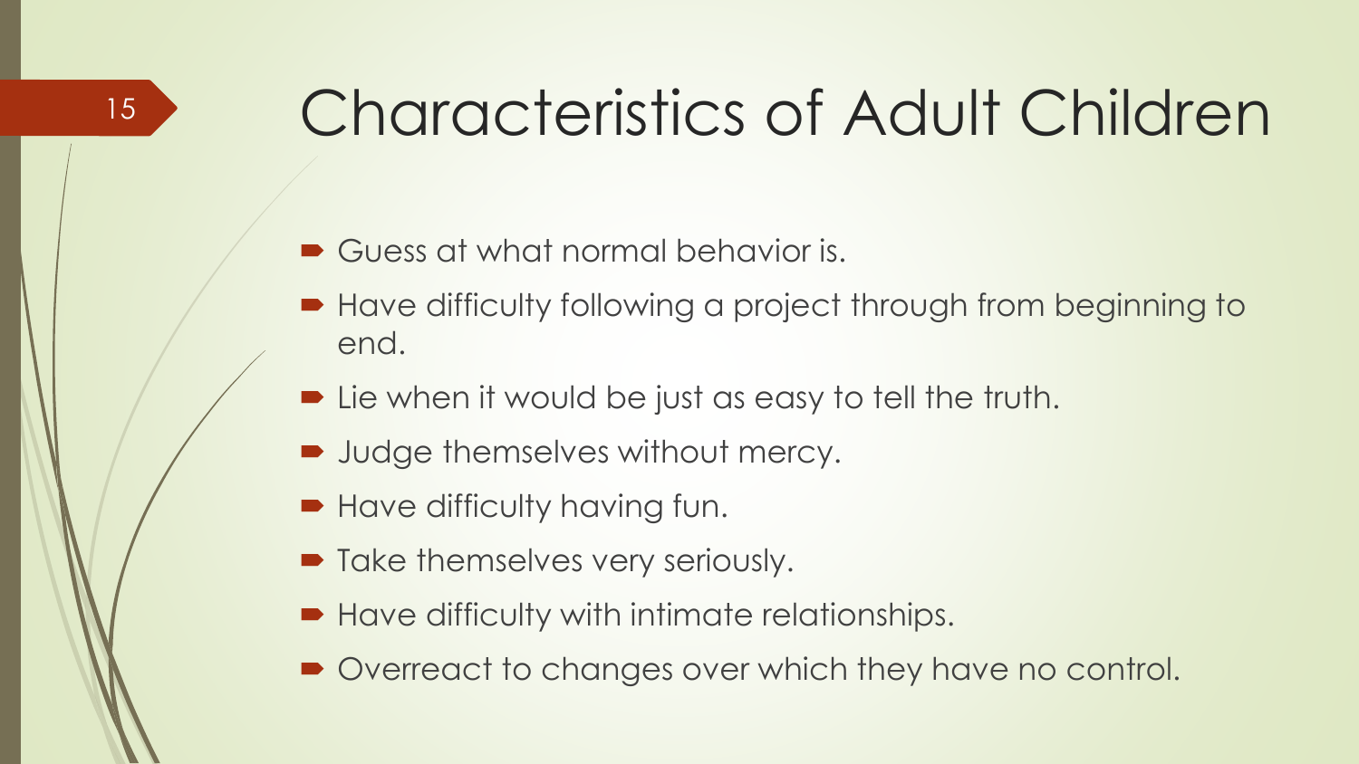# Characteristics of Adult Children

- Guess at what normal behavior is.
- Have difficulty following a project through from beginning to end.
- Lie when it would be just as easy to tell the truth.
- Judge themselves without mercy.
- Have difficulty having fun.
- Take themselves very seriously.
- Have difficulty with intimate relationships.
- Overreact to changes over which they have no control.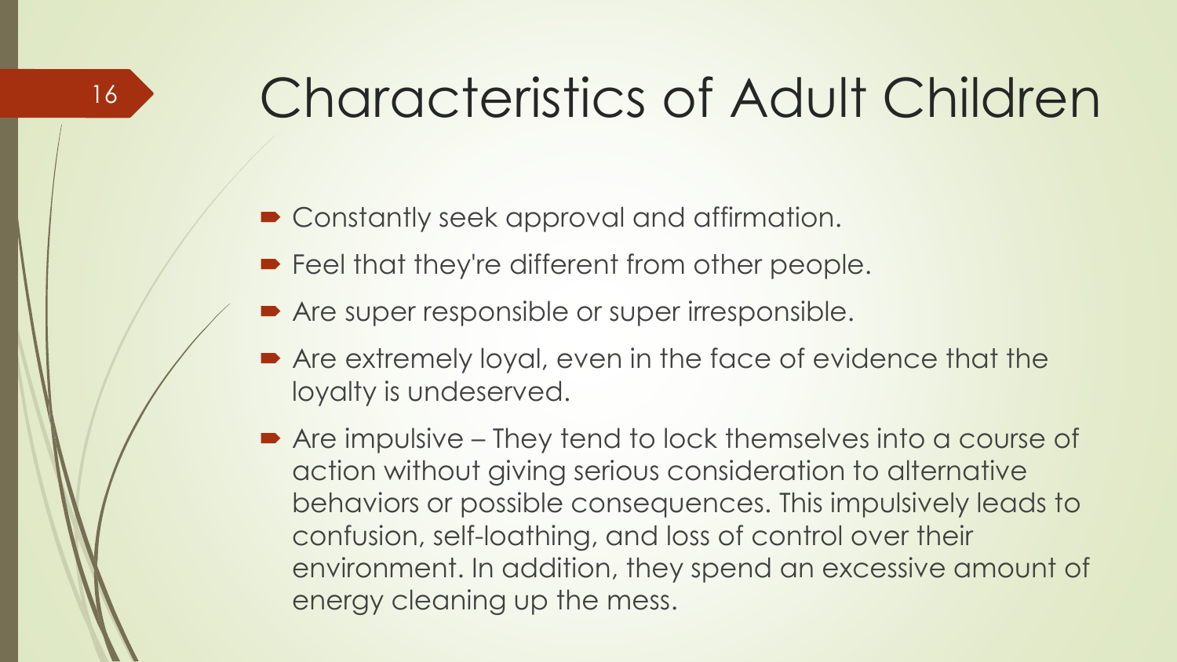# Characteristics of Adult Children

- Constantly seek approval and affirmation.
- Feel that they're different from other people.
- Are super responsible or super irresponsible.
- Are extremely loyal, even in the face of evidence that the loyalty is undeserved.
- Are impulsive – They tend to lock themselves into a course of action without giving serious consideration to alternative behaviors or possible consequences. This impulsively leads to confusion, self-loathing, and loss of control over their environment. In addition, they spend an excessive amount of energy cleaning up the mess.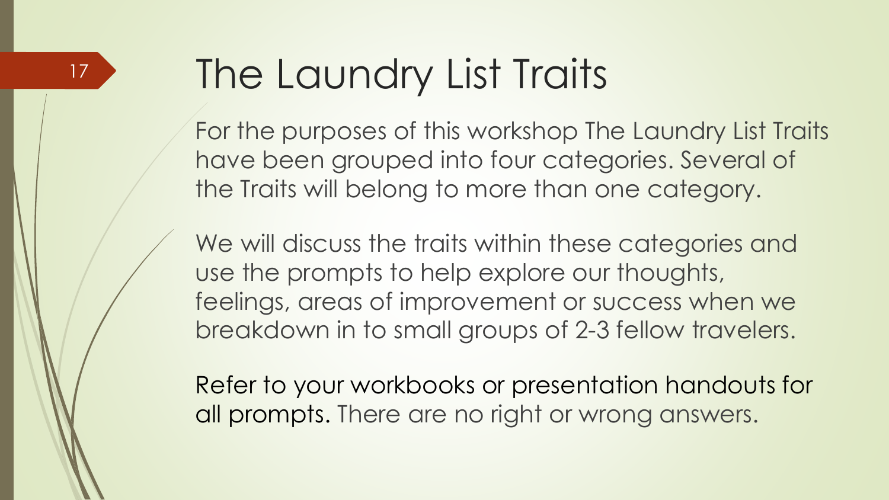# The Laundry List Traits

For the purposes of this workshop The Laundry List Traits have been grouped into four categories. Several of the Traits will belong to more than one category.

We will discuss the traits within these categories and use the prompts to help explore our thoughts, feelings, areas of improvement or success when we breakdown in to small groups of 2-3 fellow travelers.

Refer to your workbooks or presentation handouts for all prompts. There are no right or wrong answers.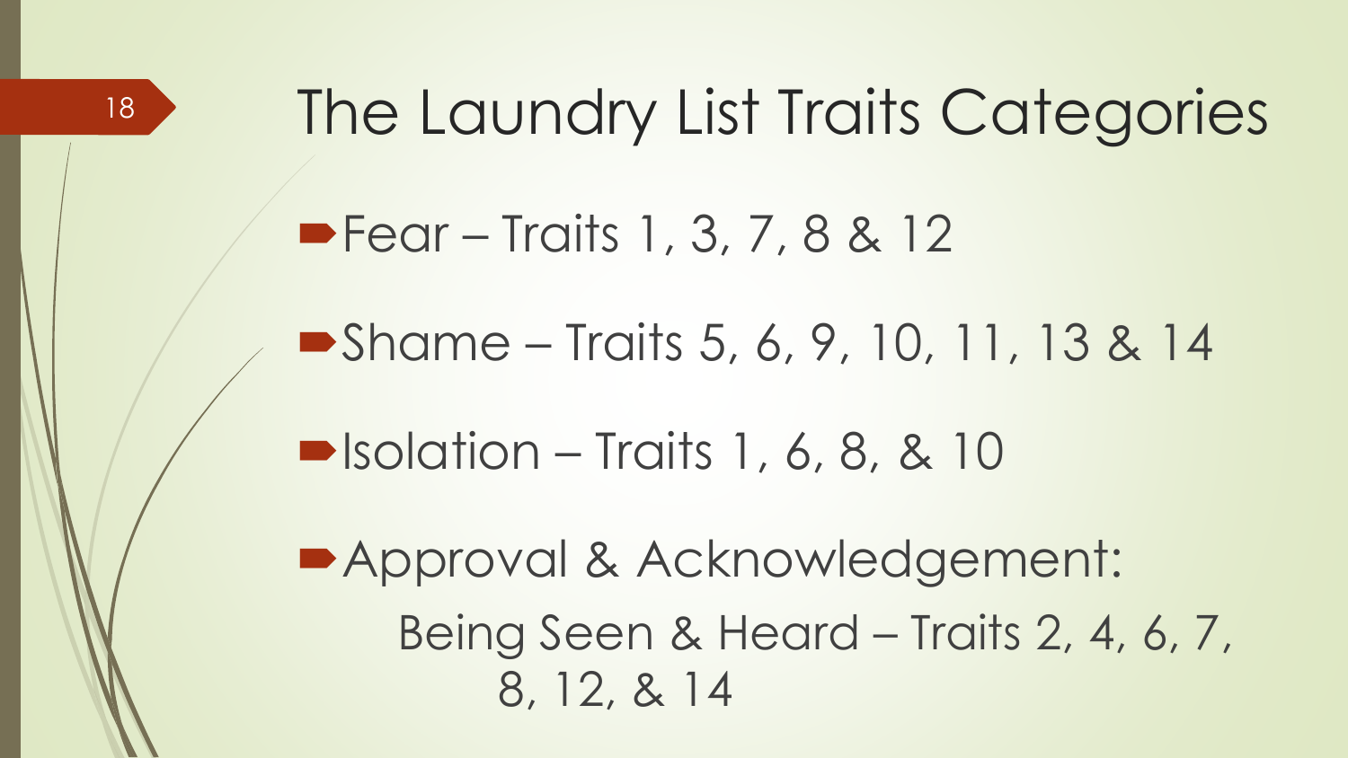# The Laundry List Traits Categories

- Fear – Traits 1, 3, 7, 8 & 12
- Shame – Traits 5, 6, 9, 10, 11, 13 & 14
- Isolation – Traits 1, 6, 8, & 10
- Approval & Acknowledgement:
  Being Seen & Heard – Traits 2, 4, 6, 7, 8, 12, & 14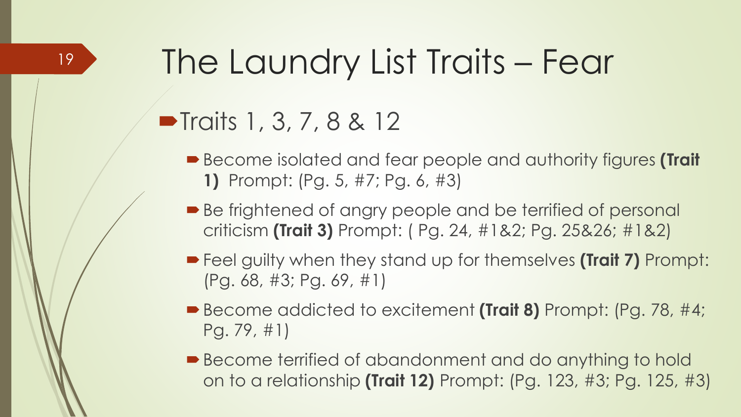# The Laundry List Traits – Fear

- Traits 1, 3, 7, 8 & 12
  - Become isolated and fear people and authority figures **(Trait 1)** Prompt: (Pg. 5, #7; Pg. 6, #3)
  - Be frightened of angry people and be terrified of personal criticism **(Trait 3)** Prompt: ( Pg. 24, #1&2; Pg. 25&26; #1&2)
  - Feel guilty when they stand up for themselves **(Trait 7)** Prompt: (Pg. 68, #3; Pg. 69, #1)
  - Become addicted to excitement **(Trait 8)** Prompt: (Pg. 78, #4; Pg. 79, #1)
  - Become terrified of abandonment and do anything to hold on to a relationship **(Trait 12)** Prompt: (Pg. 123, #3; Pg. 125, #3)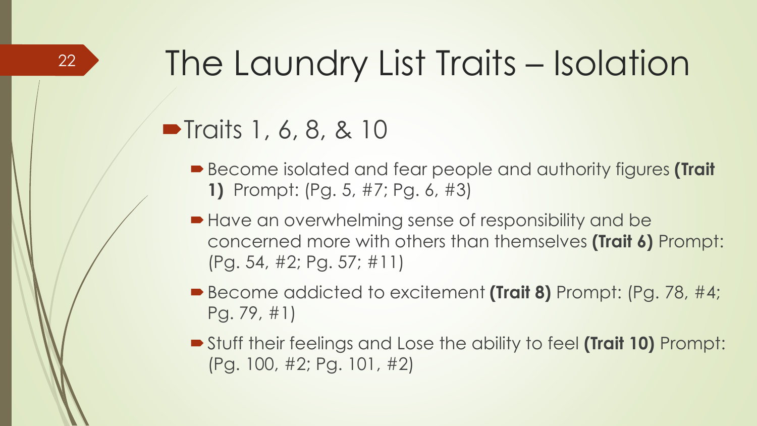# The Laundry List Traits – Isolation

- Traits 1, 6, 8, & 10
  - Become isolated and fear people and authority figures **(Trait 1)** Prompt: (Pg. 5, #7; Pg. 6, #3)
  - Have an overwhelming sense of responsibility and be concerned more with others than themselves **(Trait 6)** Prompt: (Pg. 54, #2; Pg. 57; #11)
  - Become addicted to excitement **(Trait 8)** Prompt: (Pg. 78, #4; Pg. 79, #1)
  - Stuff their feelings and Lose the ability to feel **(Trait 10)** Prompt: (Pg. 100, #2; Pg. 101, #2)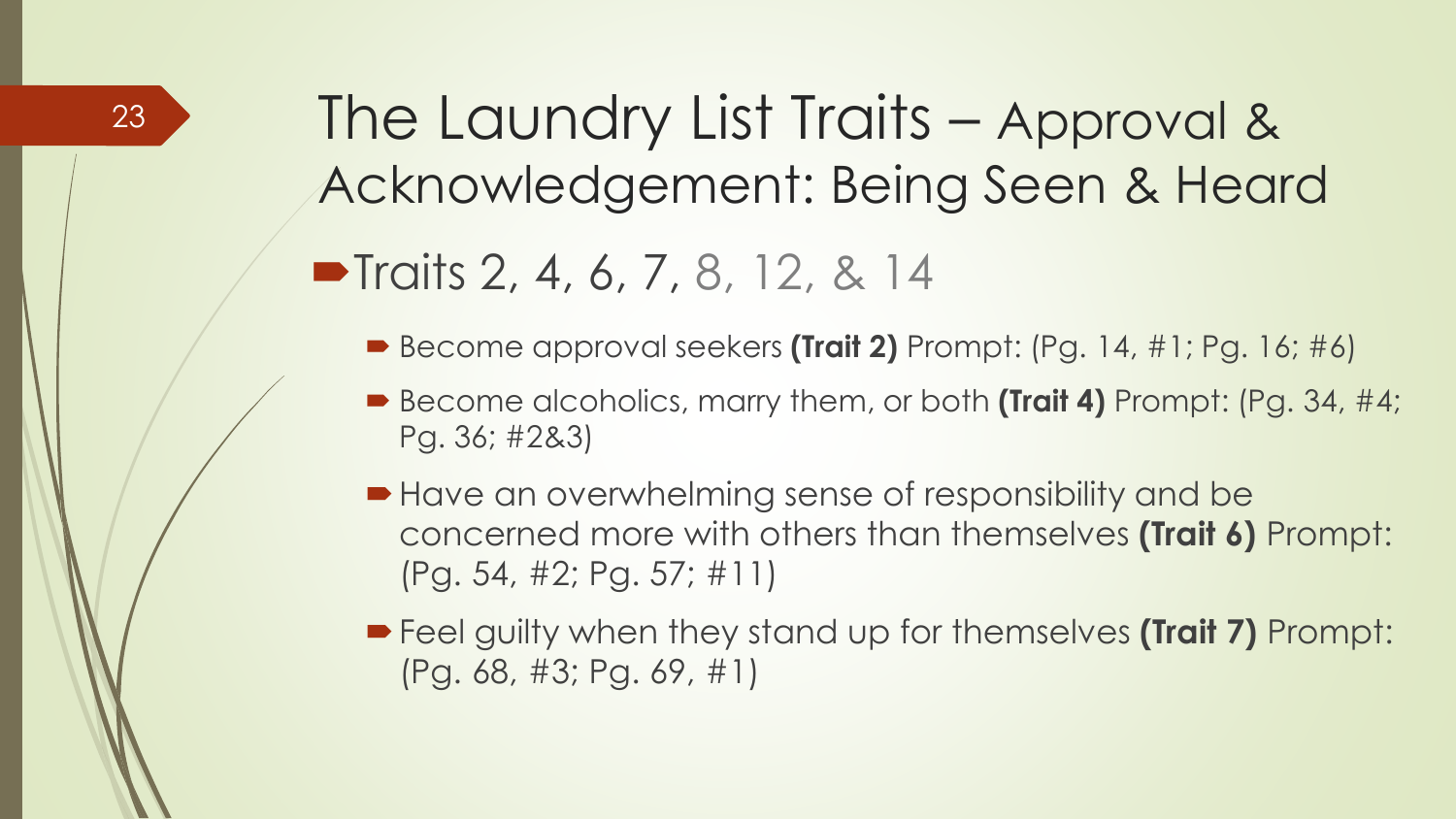# The Laundry List Traits – Approval & Acknowledgement: Being Seen & Heard

- Traits 2, 4, 6, 7, 8, 12, & 14
  - Become approval seekers **(Trait 2)** Prompt: (Pg. 14, #1; Pg. 16; #6)
  - Become alcoholics, marry them, or both **(Trait 4)** Prompt: (Pg. 34, #4; Pg. 36; #2&3)
  - Have an overwhelming sense of responsibility and be concerned more with others than themselves **(Trait 6)** Prompt: (Pg. 54, #2; Pg. 57; #11)
  - Feel guilty when they stand up for themselves **(Trait 7)** Prompt: (Pg. 68, #3; Pg. 69, #1)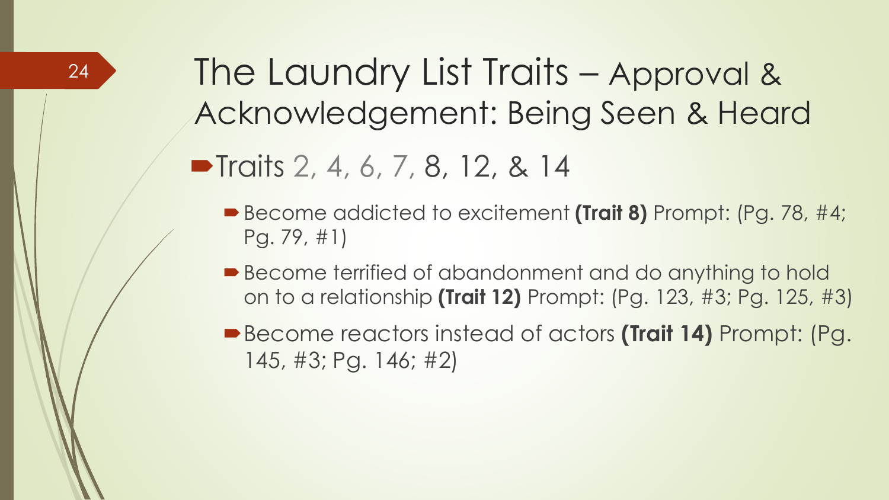# The Laundry List Traits – Approval & Acknowledgement: Being Seen & Heard

- Traits 2, 4, 6, 7, 8, 12, & 14
  - Become addicted to excitement **(Trait 8)** Prompt: (Pg. 78, #4; Pg. 79, #1)
  - Become terrified of abandonment and do anything to hold on to a relationship **(Trait 12)** Prompt: (Pg. 123, #3; Pg. 125, #3)
  - Become reactors instead of actors **(Trait 14)** Prompt: (Pg. 145, #3; Pg. 146; #2)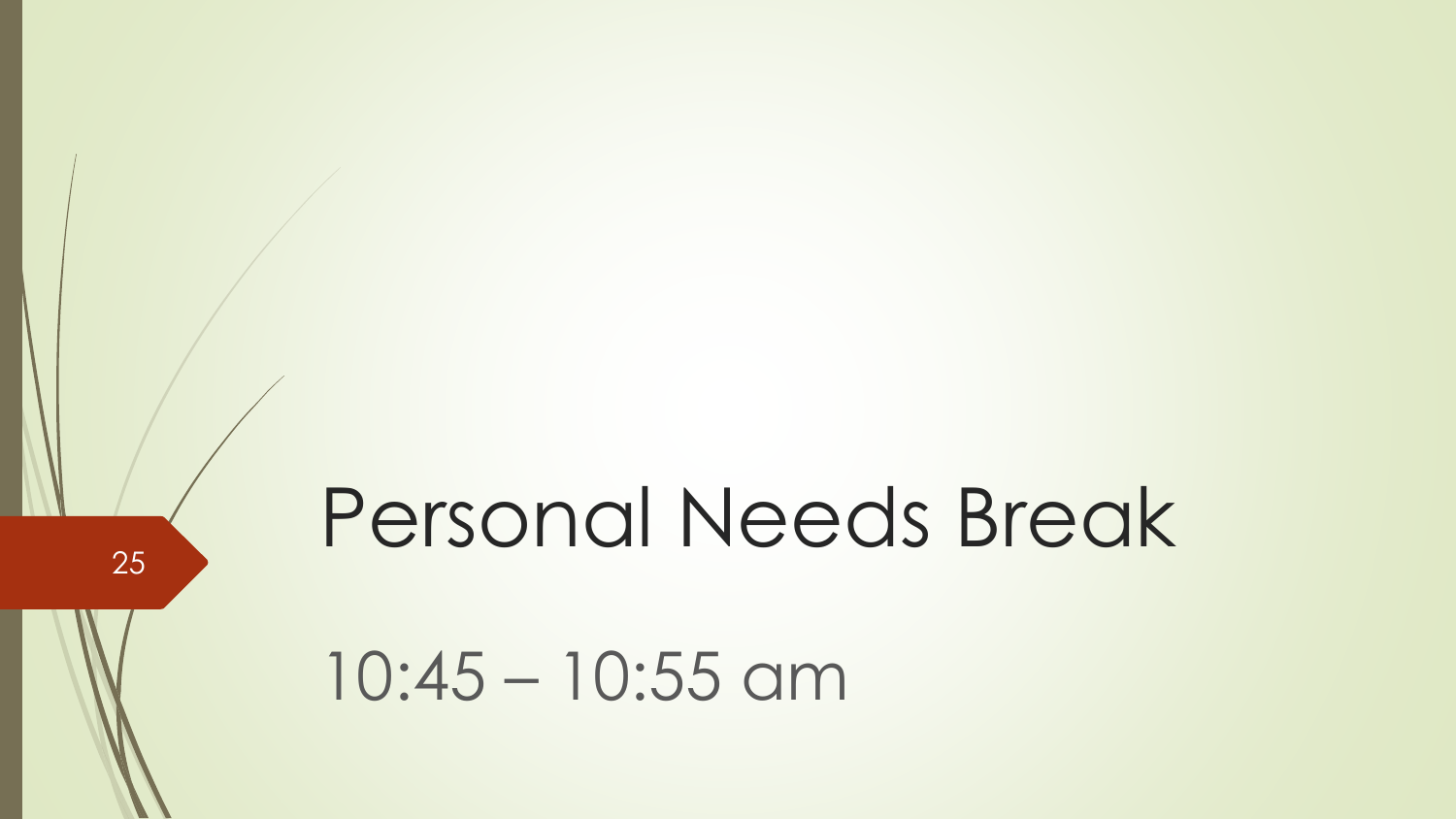# Personal Needs Break

10:45 – 10:55 am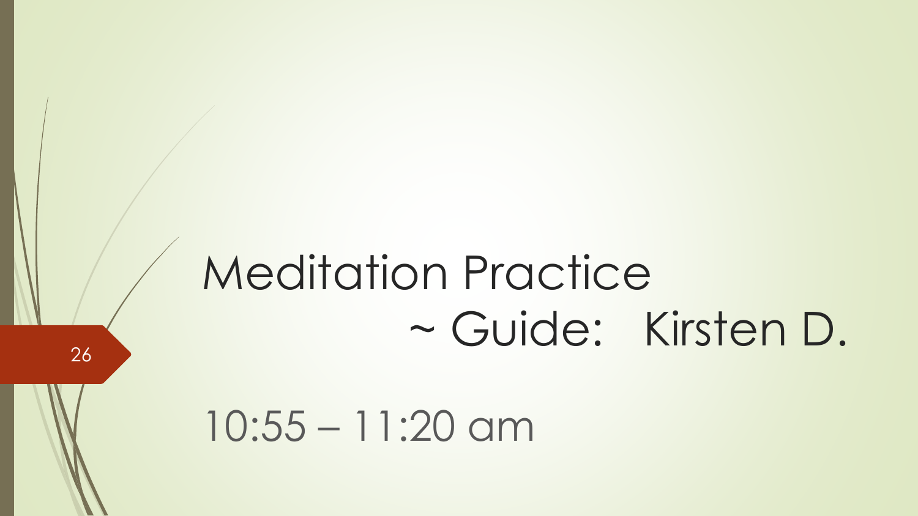# Meditation Practice ~ Guide: Kirsten D.

10:55 – 11:20 am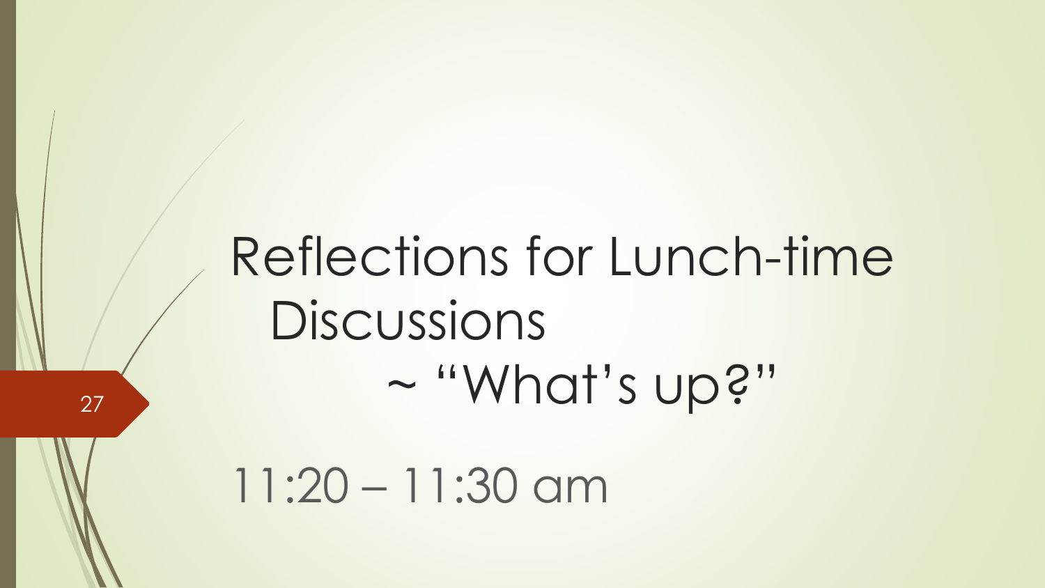# Reflections for Lunch-time Discussions ~ "What's up?"

11:20 – 11:30 am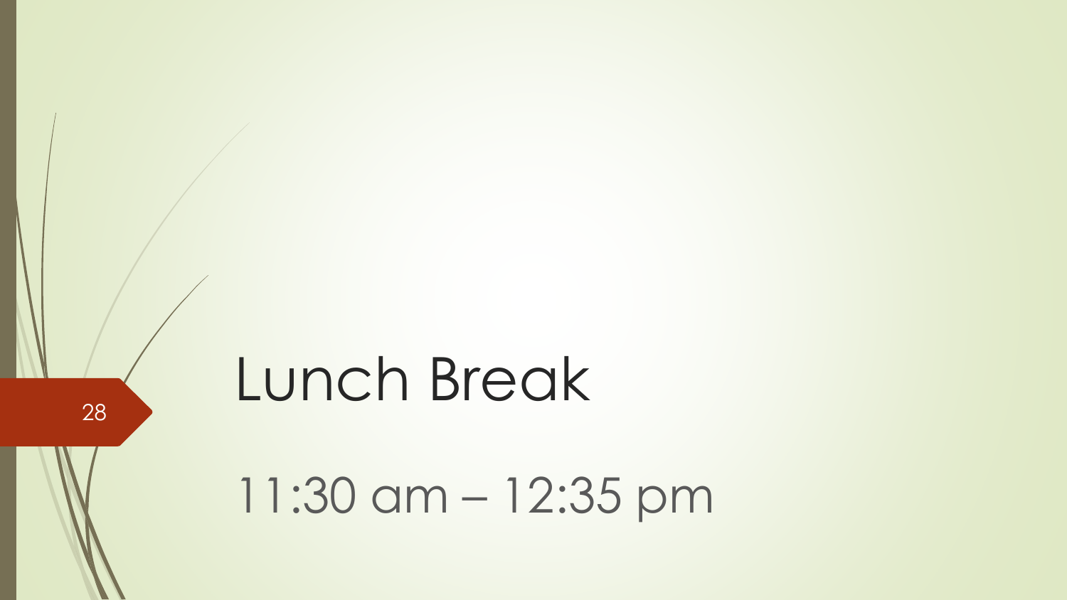# Lunch Break

11:30 am – 12:35 pm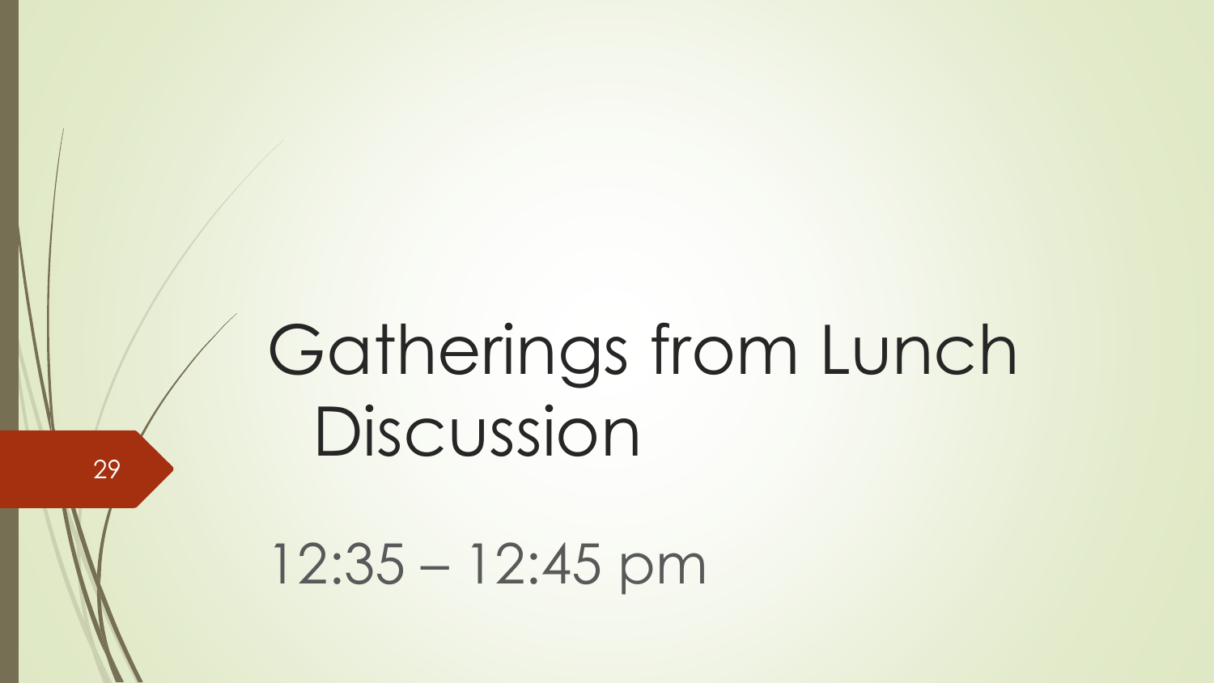# Gatherings from Lunch Discussion

12:35 – 12:45 pm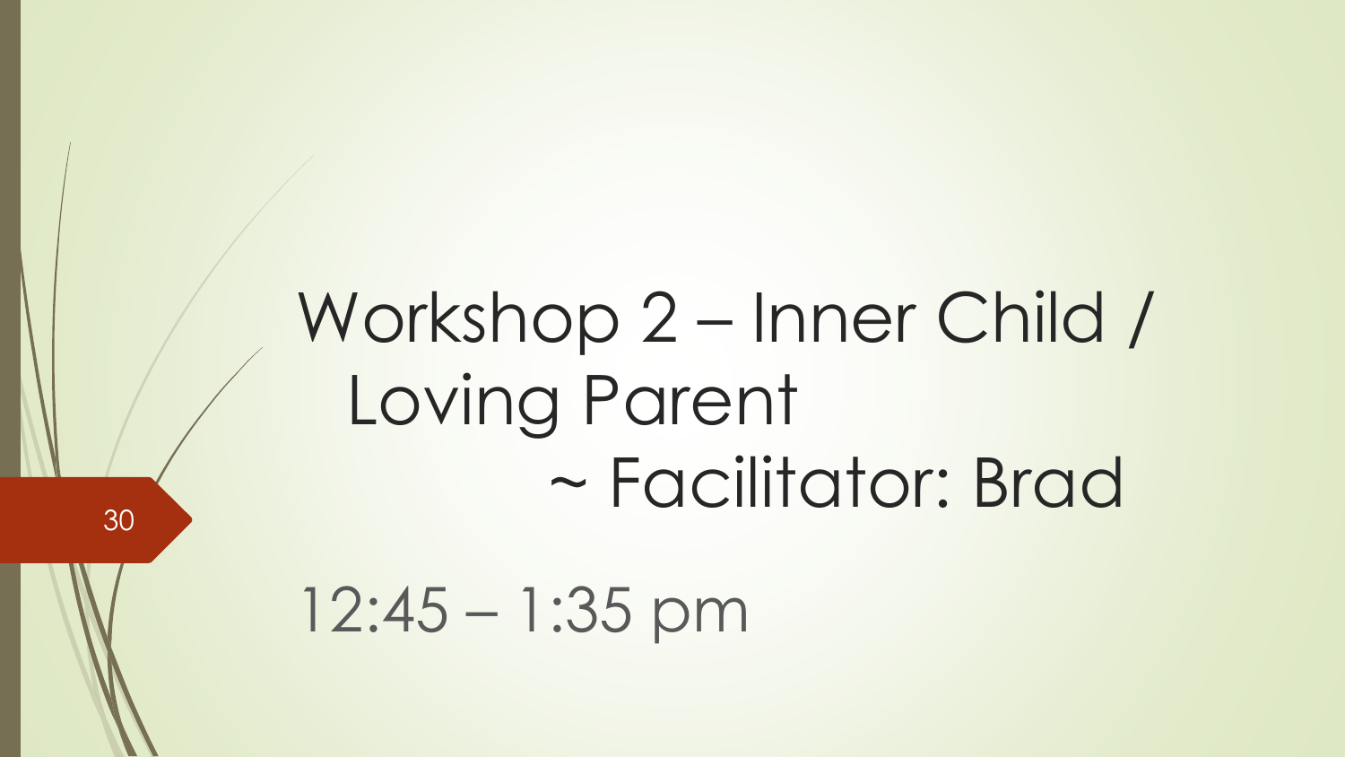# Workshop 2 – Inner Child / Loving Parent ~ Facilitator: Brad

12:45 – 1:35 pm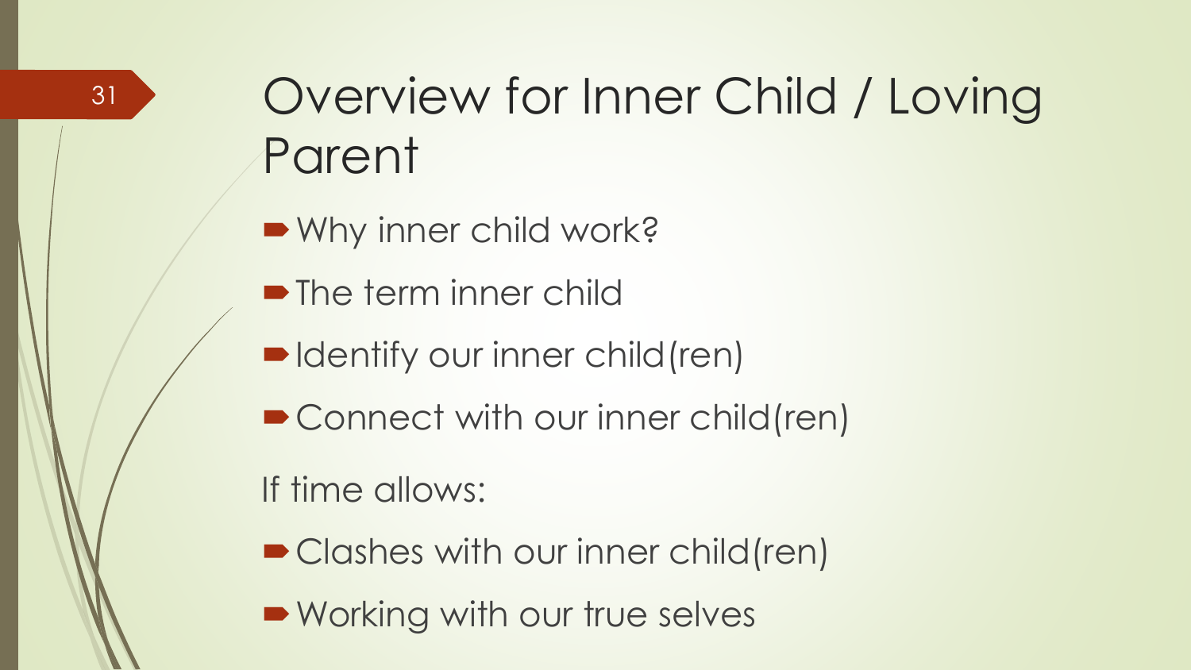# Overview for Inner Child / Loving Parent

- Why inner child work?
- The term inner child
- Identify our inner child(ren)
- Connect with our inner child(ren)

If time allows:

- Clashes with our inner child(ren)
- Working with our true selves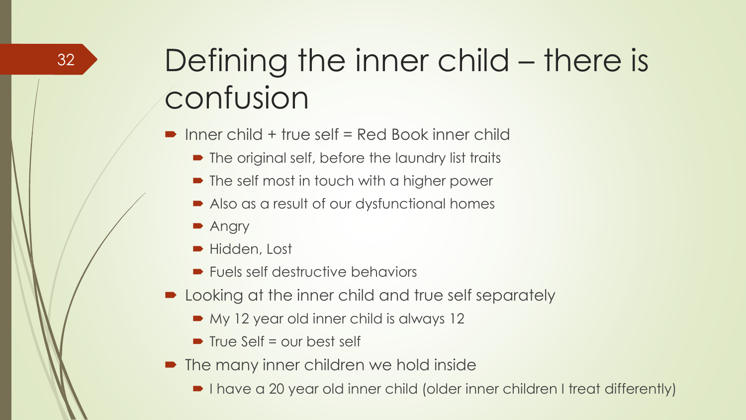# Defining the inner child – there is confusion

- Inner child + true self = Red Book inner child
  - The original self, before the laundry list traits
  - The self most in touch with a higher power
  - Also as a result of our dysfunctional homes
  - Angry
  - Hidden, Lost
  - Fuels self destructive behaviors
- Looking at the inner child and true self separately
  - My 12 year old inner child is always 12
  - True Self = our best self
- The many inner children we hold inside
  - I have a 20 year old inner child (older inner children I treat differently)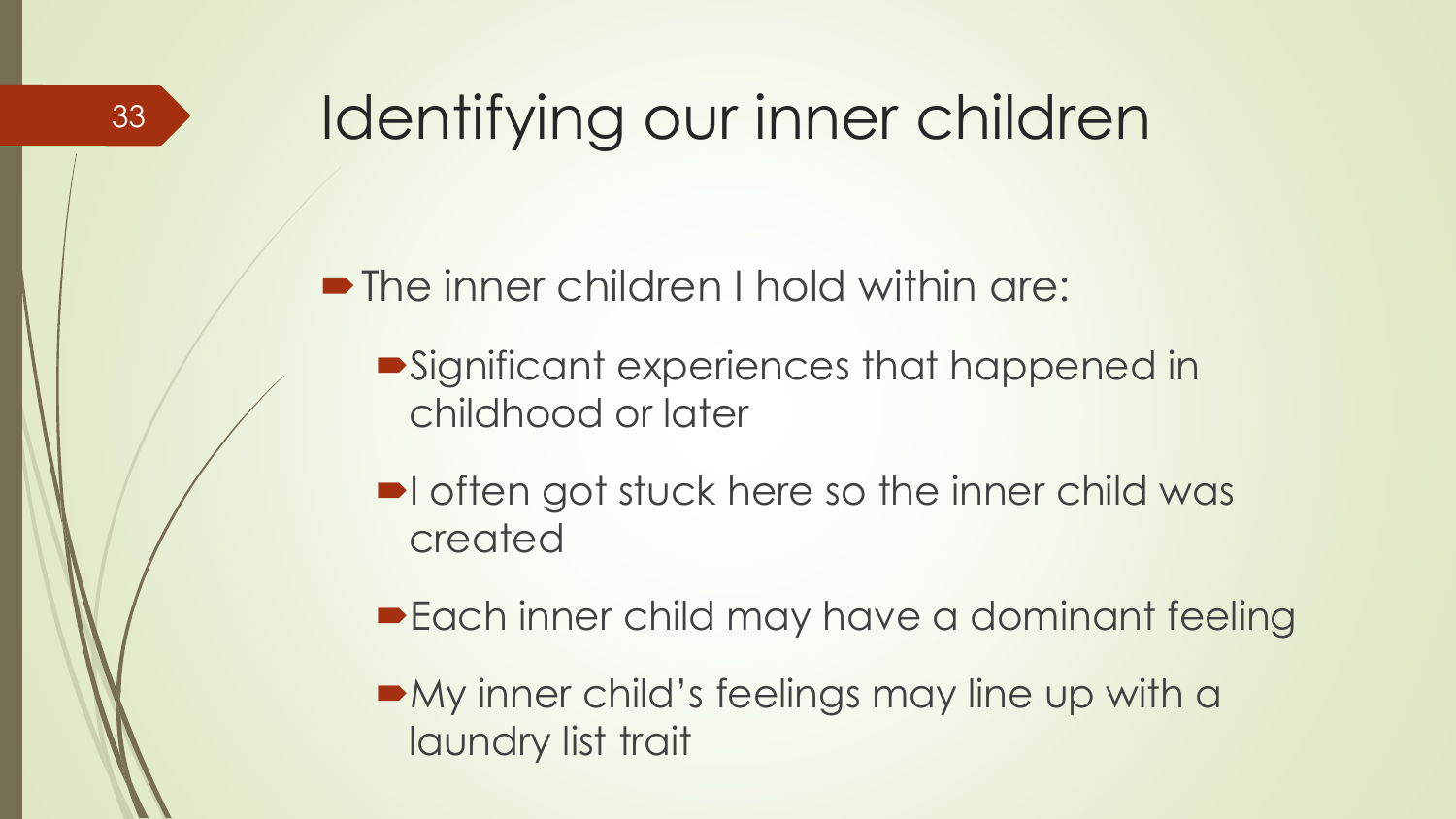# Identifying our inner children

- The inner children I hold within are:
  - Significant experiences that happened in childhood or later
  - I often got stuck here so the inner child was created
  - Each inner child may have a dominant feeling
  - My inner child's feelings may line up with a laundry list trait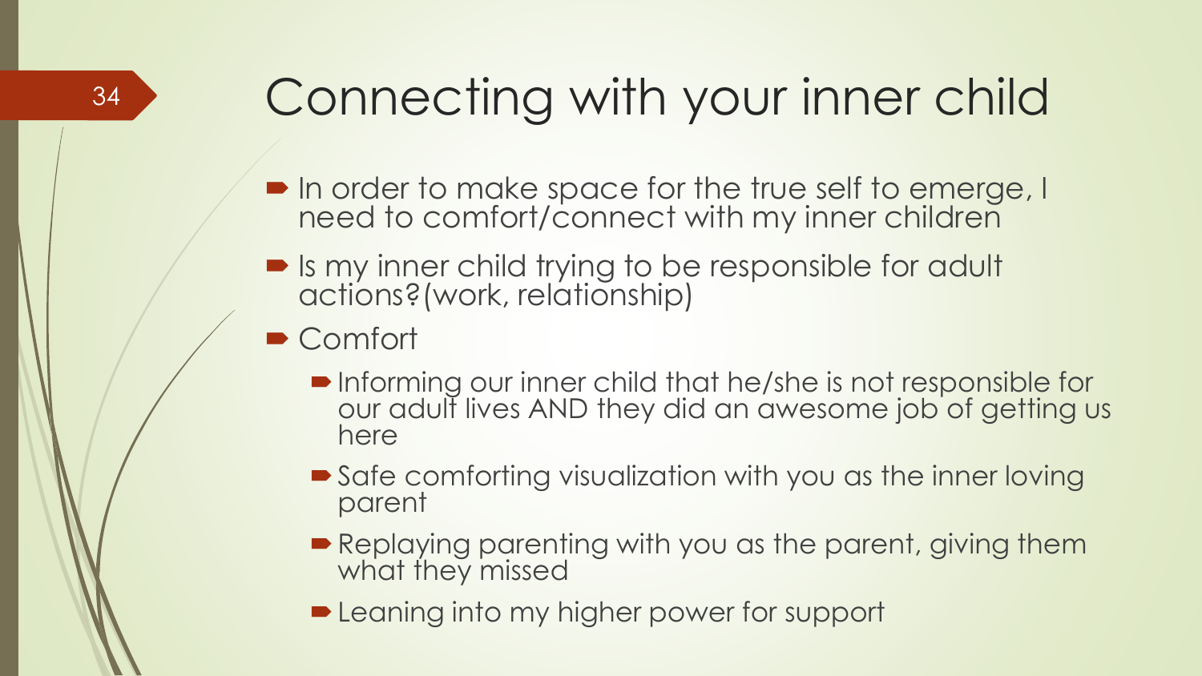# Connecting with your inner child

- In order to make space for the true self to emerge, I need to comfort/connect with my inner children
- Is my inner child trying to be responsible for adult actions?(work, relationship)
- Comfort
  - Informing our inner child that he/she is not responsible for our adult lives AND they did an awesome job of getting us here
  - Safe comforting visualization with you as the inner loving parent
  - Replaying parenting with you as the parent, giving them what they missed
  - Leaning into my higher power for support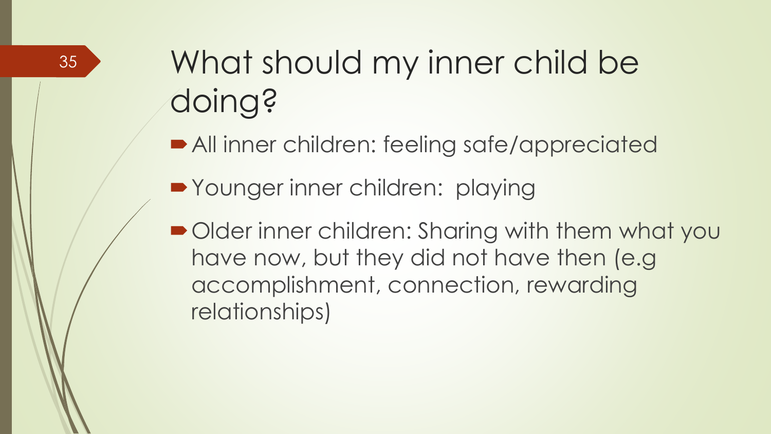# What should my inner child be doing?

- All inner children: feeling safe/appreciated
- Younger inner children: playing
- Older inner children: Sharing with them what you have now, but they did not have then (e.g accomplishment, connection, rewarding relationships)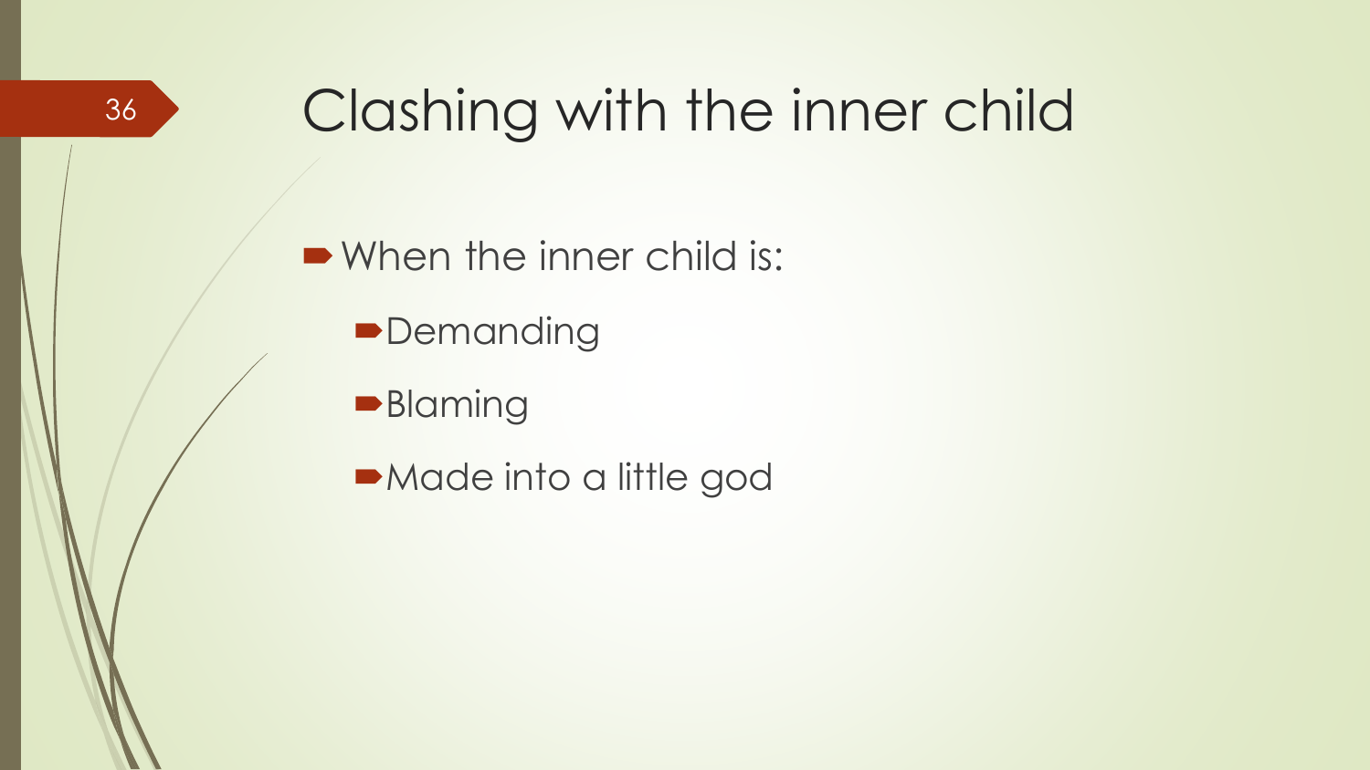# Clashing with the inner child

- When the inner child is:
  - Demanding
  - Blaming
  - Made into a little god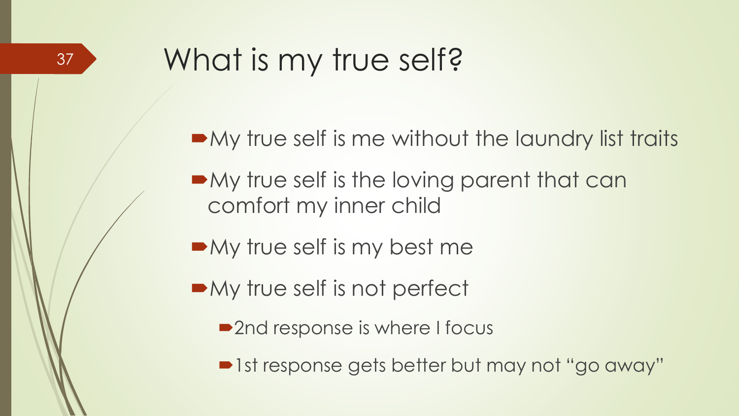# What is my true self?

- My true self is me without the laundry list traits
- My true self is the loving parent that can comfort my inner child
- My true self is my best me
- My true self is not perfect
  - 2nd response is where I focus
  - 1st response gets better but may not "go away"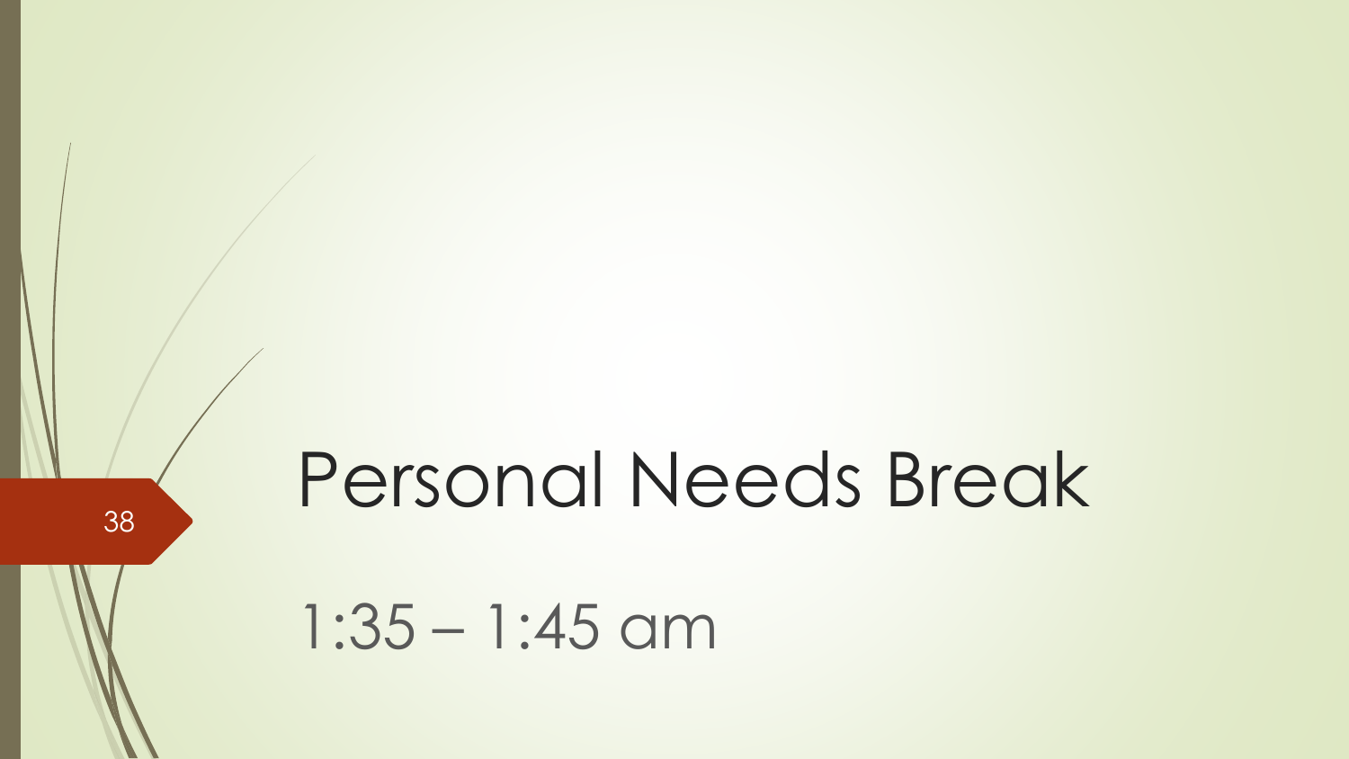# Personal Needs Break

1:35 – 1:45 am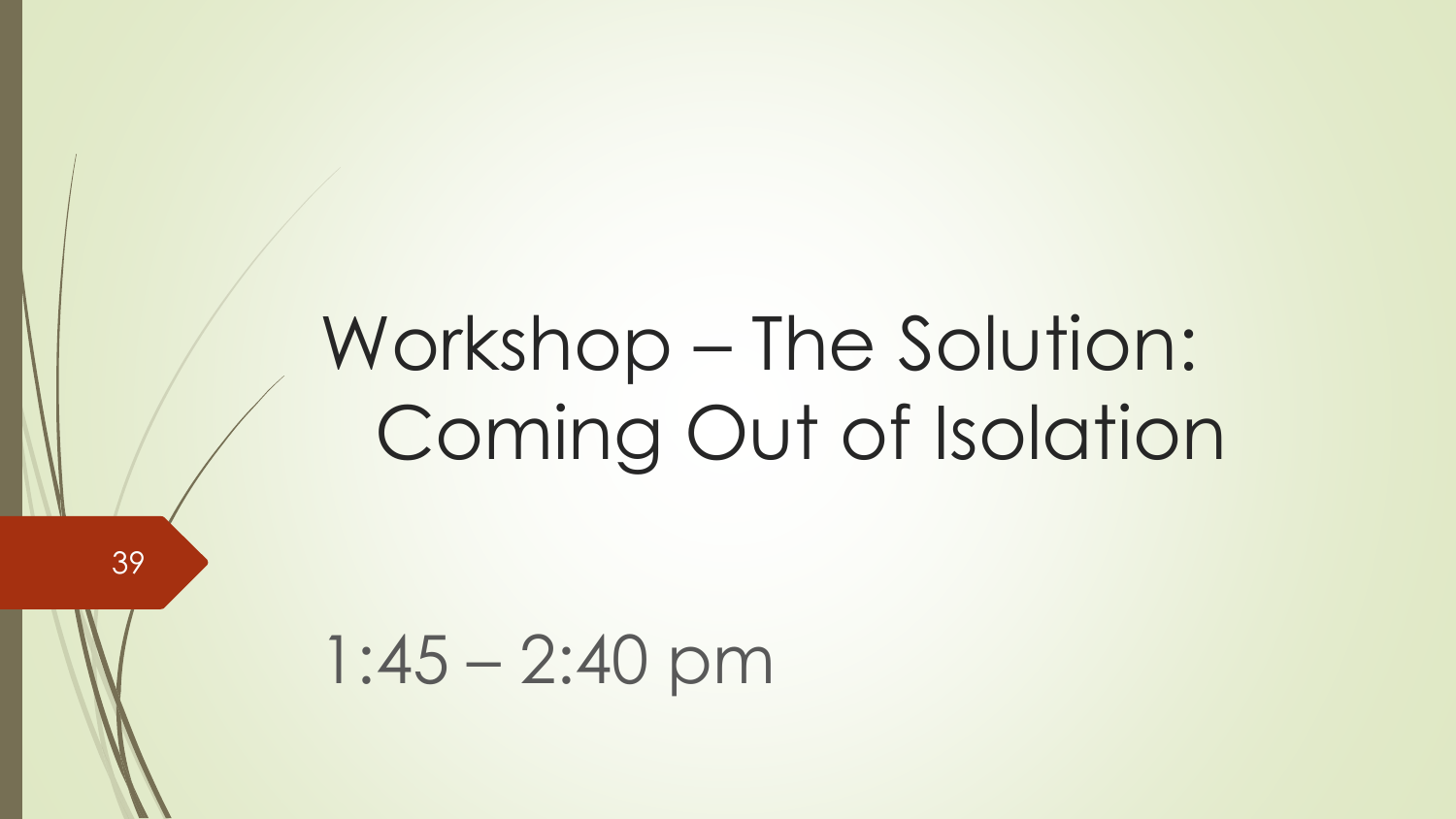# Workshop – The Solution: Coming Out of Isolation

1:45 – 2:40 pm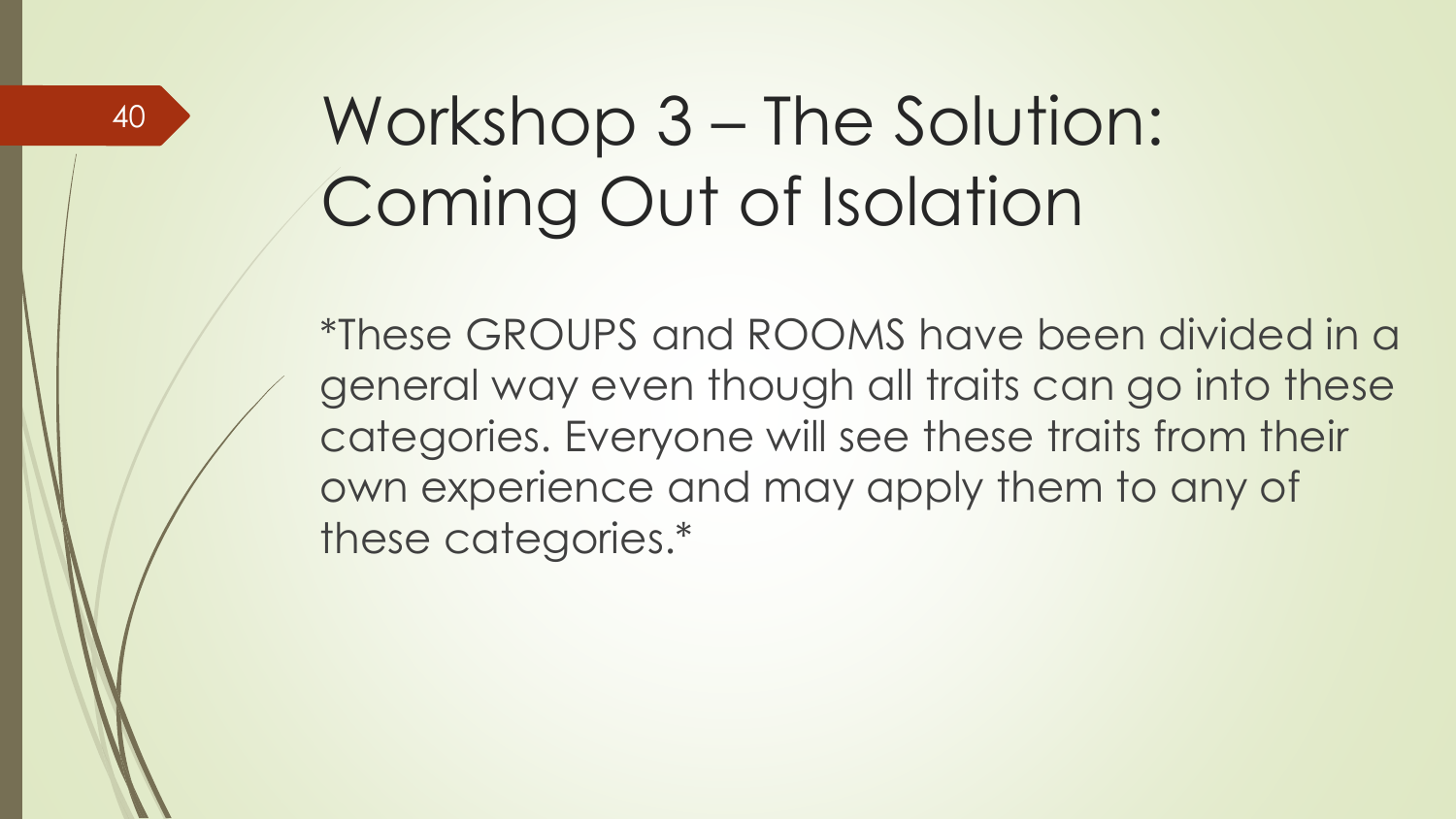# Workshop 3 – The Solution: Coming Out of Isolation

*These GROUPS and ROOMS have been divided in a general way even though all traits can go into these categories. Everyone will see these traits from their own experience and may apply them to any of these categories.*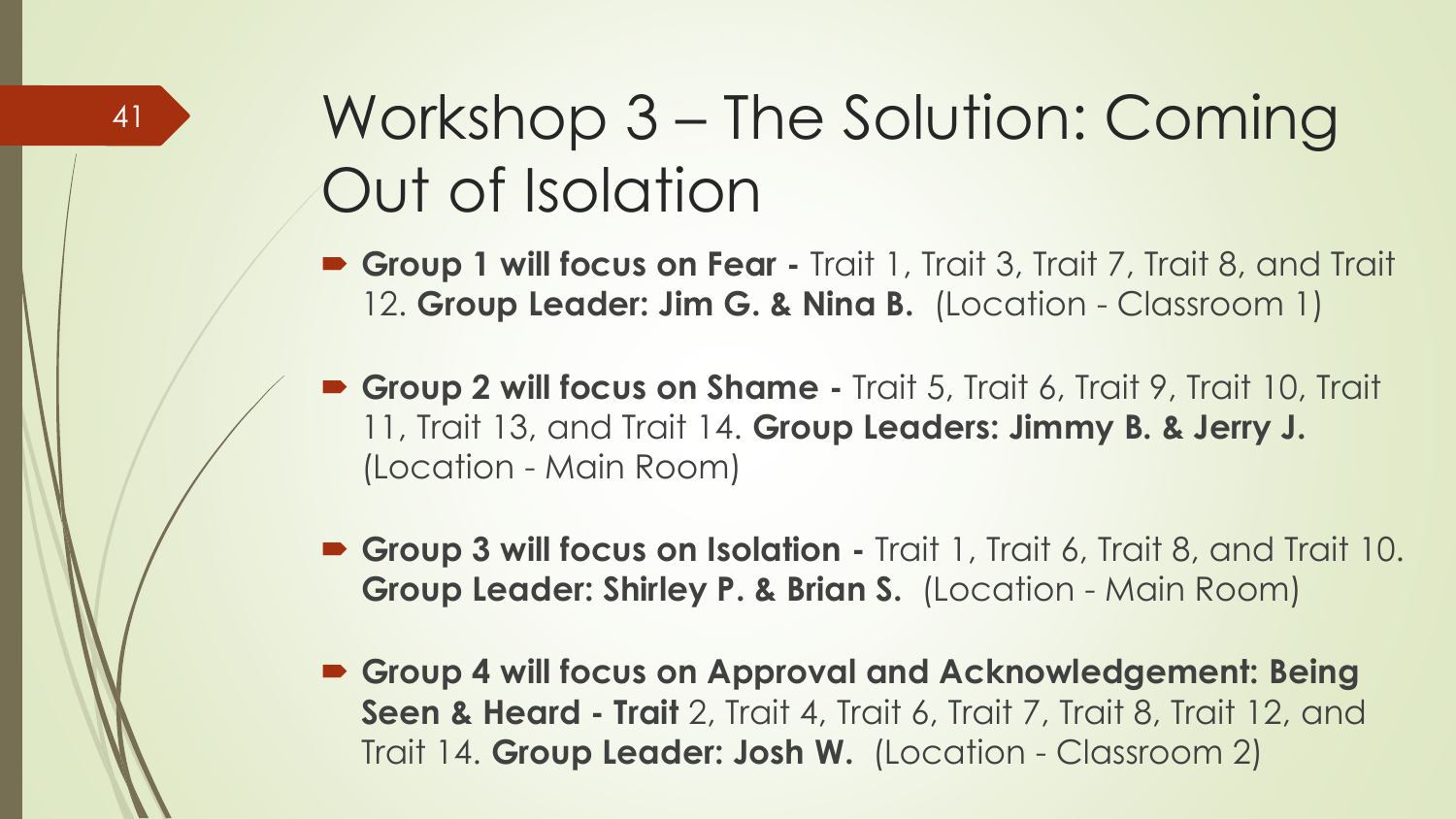# Workshop 3 – The Solution: Coming Out of Isolation

- **Group 1 will focus on Fear -** Trait 1, Trait 3, Trait 7, Trait 8, and Trait 12. **Group Leader: Jim G. & Nina B.** (Location - Classroom 1)
- **Group 2 will focus on Shame -** Trait 5, Trait 6, Trait 9, Trait 10, Trait 11, Trait 13, and Trait 14. **Group Leaders: Jimmy B. & Jerry J.** (Location - Main Room)
- **Group 3 will focus on Isolation -** Trait 1, Trait 6, Trait 8, and Trait 10. **Group Leader: Shirley P. & Brian S.** (Location - Main Room)
- **Group 4 will focus on Approval and Acknowledgement: Being Seen & Heard - Trait** 2, Trait 4, Trait 6, Trait 7, Trait 8, Trait 12, and Trait 14. **Group Leader: Josh W.** (Location - Classroom 2)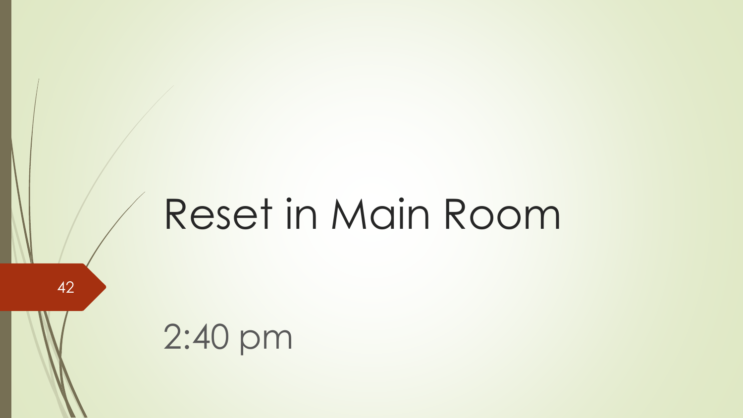# Reset in Main Room

2:40 pm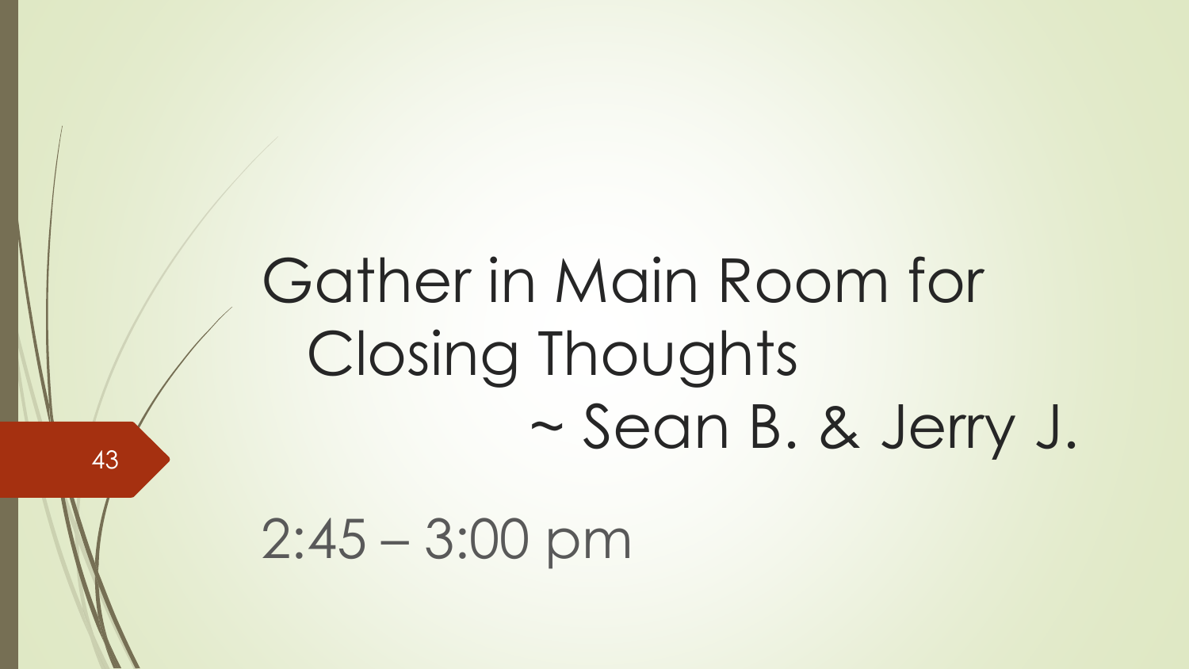# Gather in Main Room for Closing Thoughts ~ Sean B. & Jerry J.

2:45 – 3:00 pm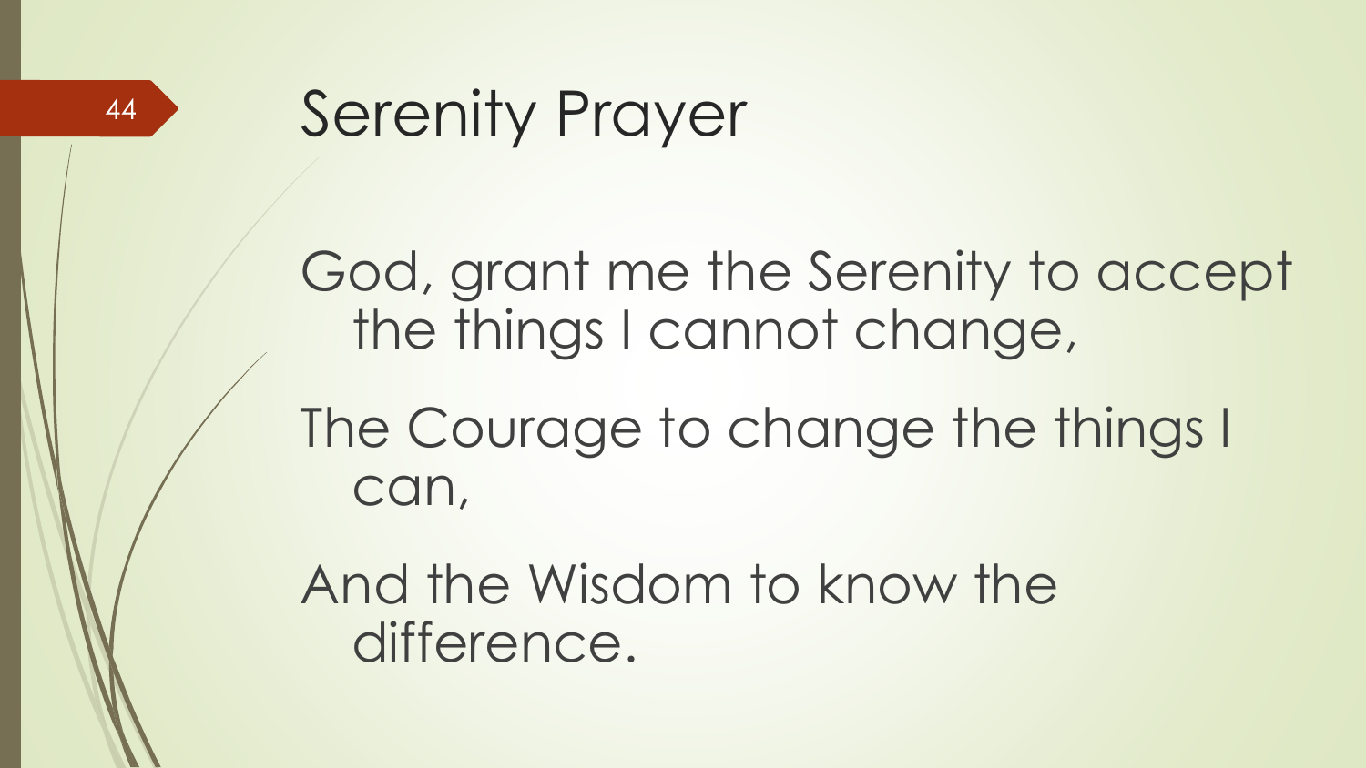# Serenity Prayer

God, grant me the Serenity to accept the things I cannot change,

The Courage to change the things I can,

And the Wisdom to know the difference.